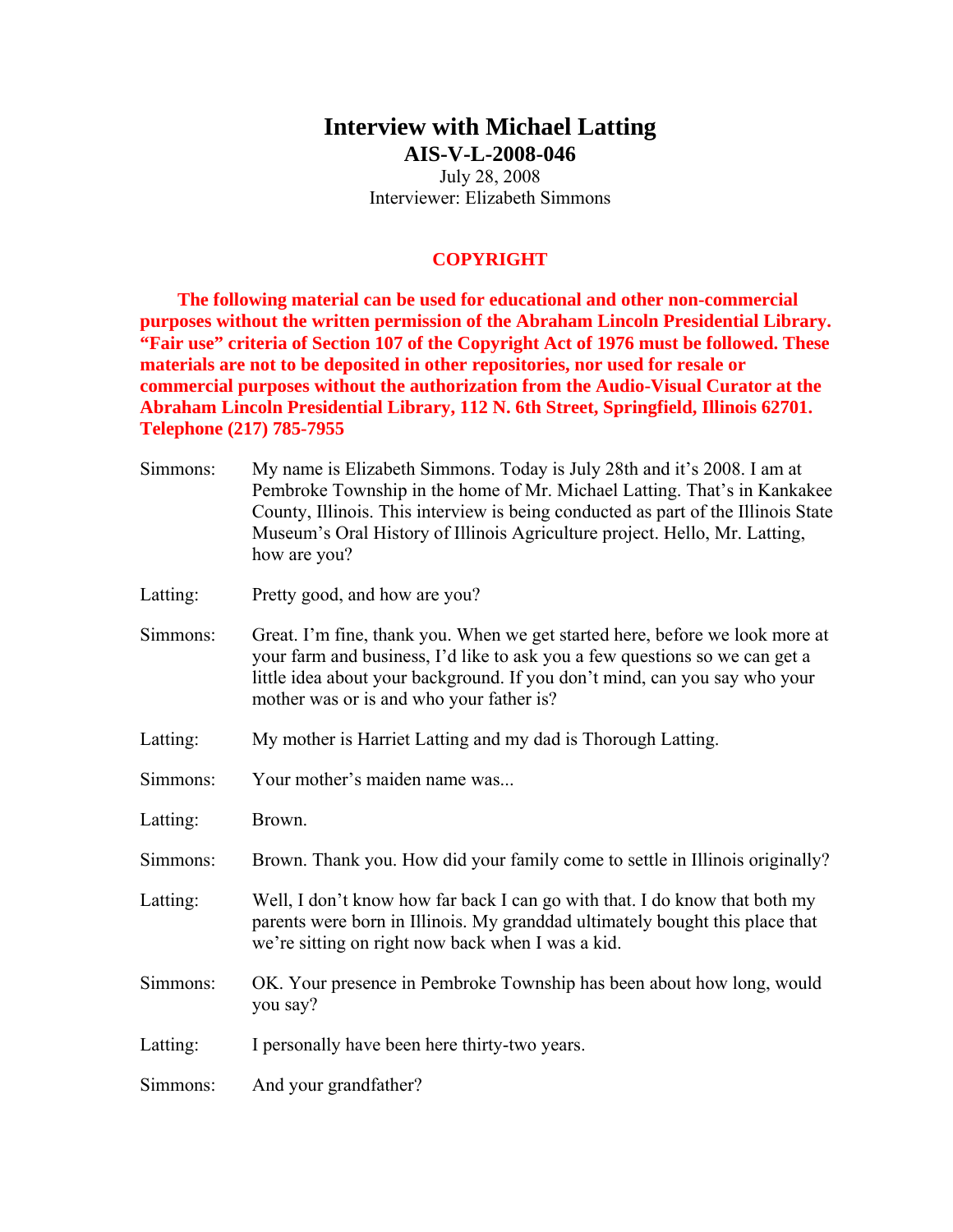# Interview with Michael Latting

## AIS-V-L-2008-046

July 28, 2008
Interviewer: Elizabeth Simmons

**COPYRIGHT**

**The following material can be used for educational and other non-commercial purposes without the written permission of the Abraham Lincoln Presidential Library. "Fair use" criteria of Section 107 of the Copyright Act of 1976 must be followed. These materials are not to be deposited in other repositories, nor used for resale or commercial purposes without the authorization from the Audio-Visual Curator at the Abraham Lincoln Presidential Library, 112 N. 6th Street, Springfield, Illinois 62701. Telephone (217) 785-7955**

Simmons: My name is Elizabeth Simmons. Today is July 28th and it's 2008. I am at Pembroke Township in the home of Mr. Michael Latting. That's in Kankakee County, Illinois. This interview is being conducted as part of the Illinois State Museum's Oral History of Illinois Agriculture project. Hello, Mr. Latting, how are you?

Latting: Pretty good, and how are you?

Simmons: Great. I'm fine, thank you. When we get started here, before we look more at your farm and business, I'd like to ask you a few questions so we can get a little idea about your background. If you don't mind, can you say who your mother was or is and who your father is?

Latting: My mother is Harriet Latting and my dad is Thorough Latting.

Simmons: Your mother's maiden name was...

Latting: Brown.

Simmons: Brown. Thank you. How did your family come to settle in Illinois originally?

Latting: Well, I don't know how far back I can go with that. I do know that both my parents were born in Illinois. My granddad ultimately bought this place that we're sitting on right now back when I was a kid.

Simmons: OK. Your presence in Pembroke Township has been about how long, would you say?

Latting: I personally have been here thirty-two years.

Simmons: And your grandfather?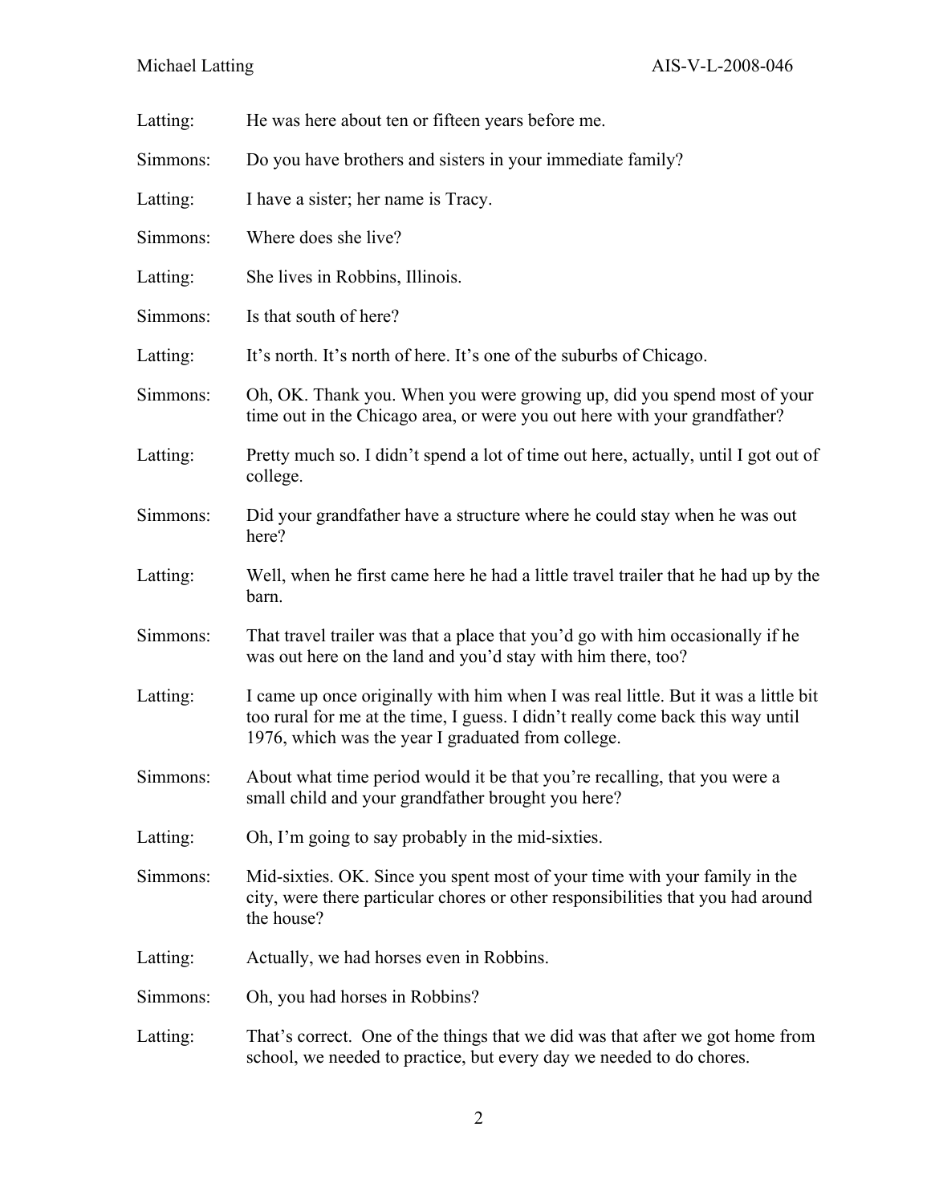Latting: He was here about ten or fifteen years before me.

Simmons: Do you have brothers and sisters in your immediate family?

Latting: I have a sister; her name is Tracy.

Simmons: Where does she live?

Latting: She lives in Robbins, Illinois.

Simmons: Is that south of here?

Latting: It's north. It's north of here. It's one of the suburbs of Chicago.

Simmons: Oh, OK. Thank you. When you were growing up, did you spend most of your time out in the Chicago area, or were you out here with your grandfather?

Latting: Pretty much so. I didn't spend a lot of time out here, actually, until I got out of college.

Simmons: Did your grandfather have a structure where he could stay when he was out here?

Latting: Well, when he first came here he had a little travel trailer that he had up by the barn.

Simmons: That travel trailer was that a place that you'd go with him occasionally if he was out here on the land and you'd stay with him there, too?

Latting: I came up once originally with him when I was real little. But it was a little bit too rural for me at the time, I guess. I didn't really come back this way until 1976, which was the year I graduated from college.

Simmons: About what time period would it be that you're recalling, that you were a small child and your grandfather brought you here?

Latting: Oh, I'm going to say probably in the mid-sixties.

Simmons: Mid-sixties. OK. Since you spent most of your time with your family in the city, were there particular chores or other responsibilities that you had around the house?

Latting: Actually, we had horses even in Robbins.

Simmons: Oh, you had horses in Robbins?

Latting: That's correct. One of the things that we did was that after we got home from school, we needed to practice, but every day we needed to do chores.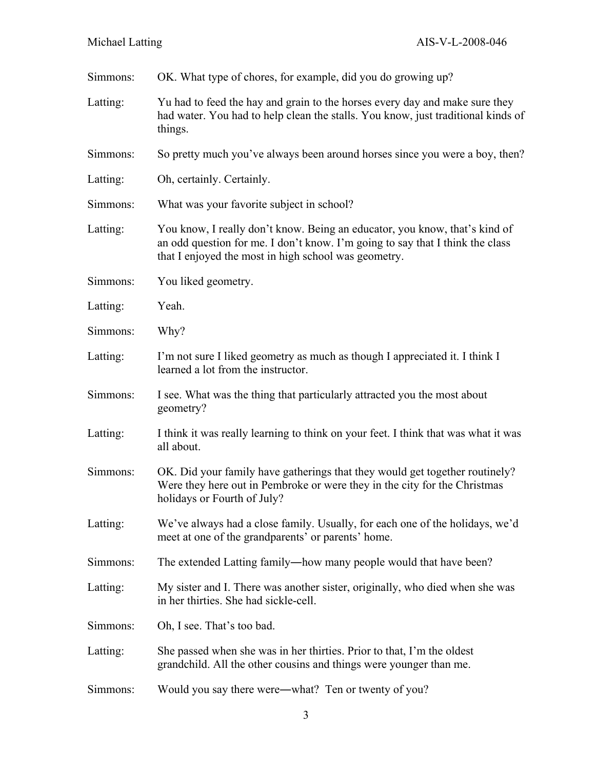Simmons: OK. What type of chores, for example, did you do growing up?

Latting: Yu had to feed the hay and grain to the horses every day and make sure they had water. You had to help clean the stalls. You know, just traditional kinds of things.

Simmons: So pretty much you've always been around horses since you were a boy, then?

Latting: Oh, certainly. Certainly.

Simmons: What was your favorite subject in school?

Latting: You know, I really don't know. Being an educator, you know, that's kind of an odd question for me. I don't know. I'm going to say that I think the class that I enjoyed the most in high school was geometry.

Simmons: You liked geometry.

Latting: Yeah.

Simmons: Why?

Latting: I'm not sure I liked geometry as much as though I appreciated it. I think I learned a lot from the instructor.

Simmons: I see. What was the thing that particularly attracted you the most about geometry?

Latting: I think it was really learning to think on your feet. I think that was what it was all about.

Simmons: OK. Did your family have gatherings that they would get together routinely? Were they here out in Pembroke or were they in the city for the Christmas holidays or Fourth of July?

Latting: We've always had a close family. Usually, for each one of the holidays, we'd meet at one of the grandparents' or parents' home.

Simmons: The extended Latting family―how many people would that have been?

Latting: My sister and I. There was another sister, originally, who died when she was in her thirties. She had sickle-cell.

Simmons: Oh, I see. That's too bad.

Latting: She passed when she was in her thirties. Prior to that, I'm the oldest grandchild. All the other cousins and things were younger than me.

Simmons: Would you say there were―what? Ten or twenty of you?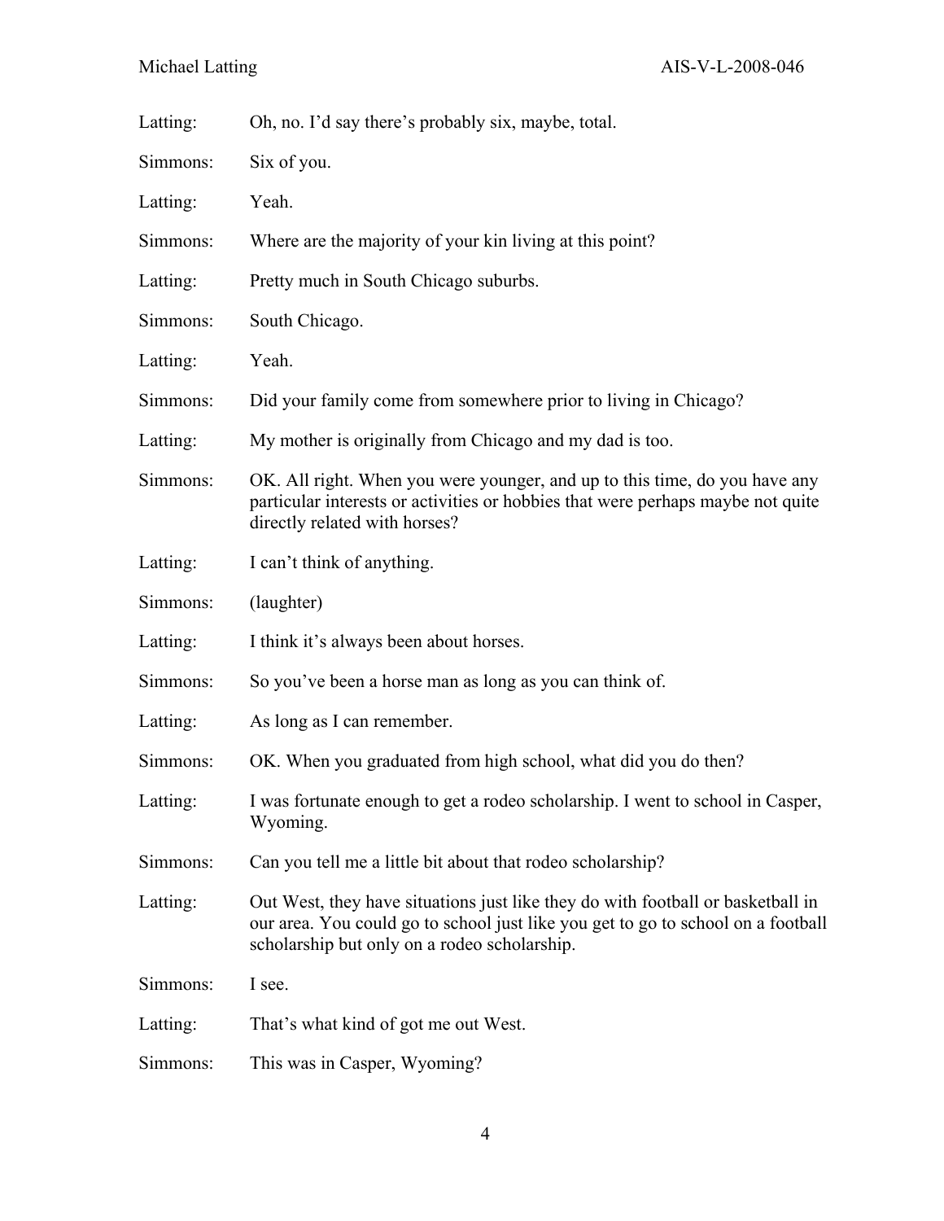Latting: Oh, no. I'd say there's probably six, maybe, total.

Simmons: Six of you.

Latting: Yeah.

Simmons: Where are the majority of your kin living at this point?

Latting: Pretty much in South Chicago suburbs.

Simmons: South Chicago.

Latting: Yeah.

Simmons: Did your family come from somewhere prior to living in Chicago?

Latting: My mother is originally from Chicago and my dad is too.

Simmons: OK. All right. When you were younger, and up to this time, do you have any particular interests or activities or hobbies that were perhaps maybe not quite directly related with horses?

Latting: I can't think of anything.

Simmons: (laughter)

Latting: I think it's always been about horses.

Simmons: So you've been a horse man as long as you can think of.

Latting: As long as I can remember.

Simmons: OK. When you graduated from high school, what did you do then?

Latting: I was fortunate enough to get a rodeo scholarship. I went to school in Casper, Wyoming.

Simmons: Can you tell me a little bit about that rodeo scholarship?

Latting: Out West, they have situations just like they do with football or basketball in our area. You could go to school just like you get to go to school on a football scholarship but only on a rodeo scholarship.

Simmons: I see.

Latting: That's what kind of got me out West.

Simmons: This was in Casper, Wyoming?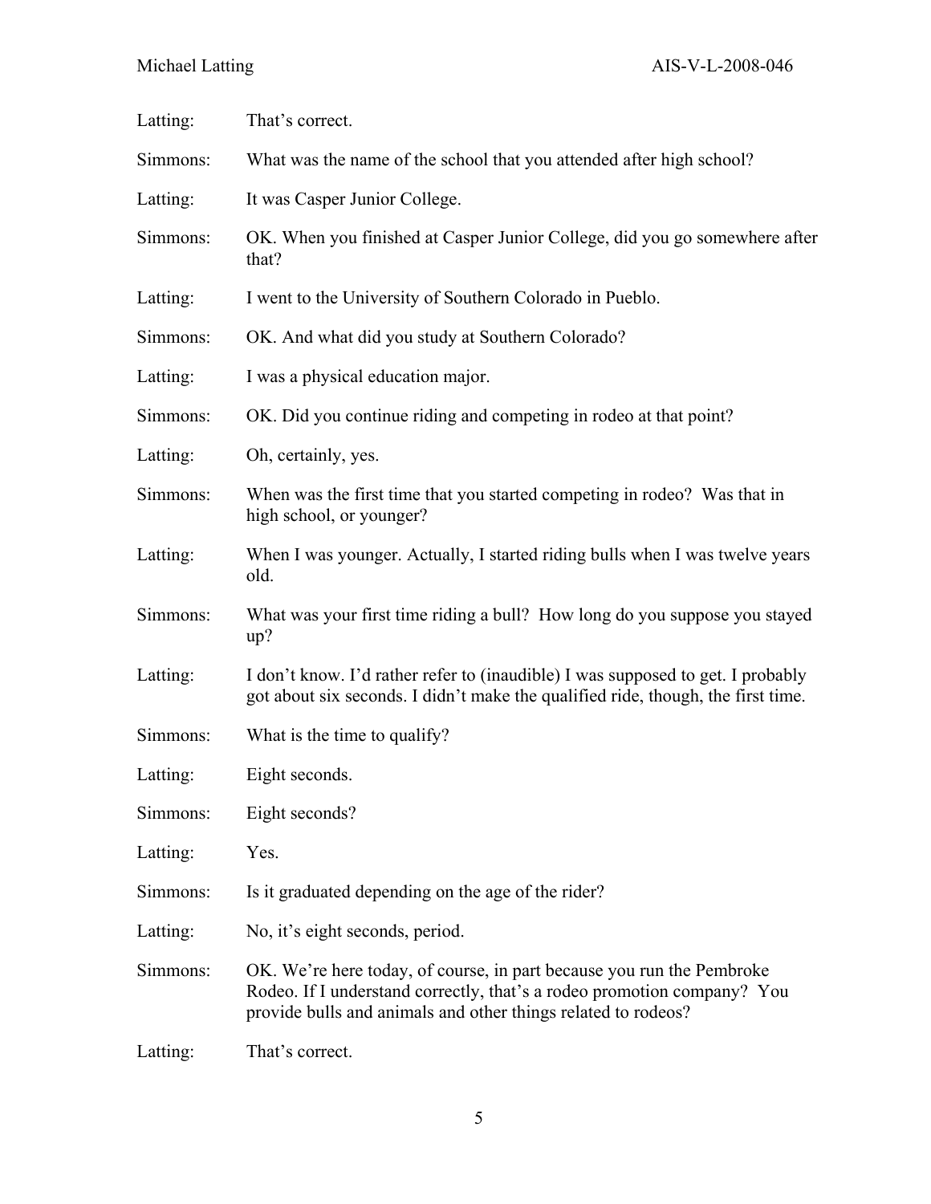Latting: That's correct.

Simmons: What was the name of the school that you attended after high school?

Latting: It was Casper Junior College.

Simmons: OK. When you finished at Casper Junior College, did you go somewhere after that?

Latting: I went to the University of Southern Colorado in Pueblo.

Simmons: OK. And what did you study at Southern Colorado?

Latting: I was a physical education major.

Simmons: OK. Did you continue riding and competing in rodeo at that point?

Latting: Oh, certainly, yes.

Simmons: When was the first time that you started competing in rodeo? Was that in high school, or younger?

Latting: When I was younger. Actually, I started riding bulls when I was twelve years old.

Simmons: What was your first time riding a bull? How long do you suppose you stayed up?

Latting: I don't know. I'd rather refer to (inaudible) I was supposed to get. I probably got about six seconds. I didn't make the qualified ride, though, the first time.

Simmons: What is the time to qualify?

Latting: Eight seconds.

Simmons: Eight seconds?

Latting: Yes.

Simmons: Is it graduated depending on the age of the rider?

Latting: No, it's eight seconds, period.

Simmons: OK. We're here today, of course, in part because you run the Pembroke Rodeo. If I understand correctly, that's a rodeo promotion company? You provide bulls and animals and other things related to rodeos?

Latting: That's correct.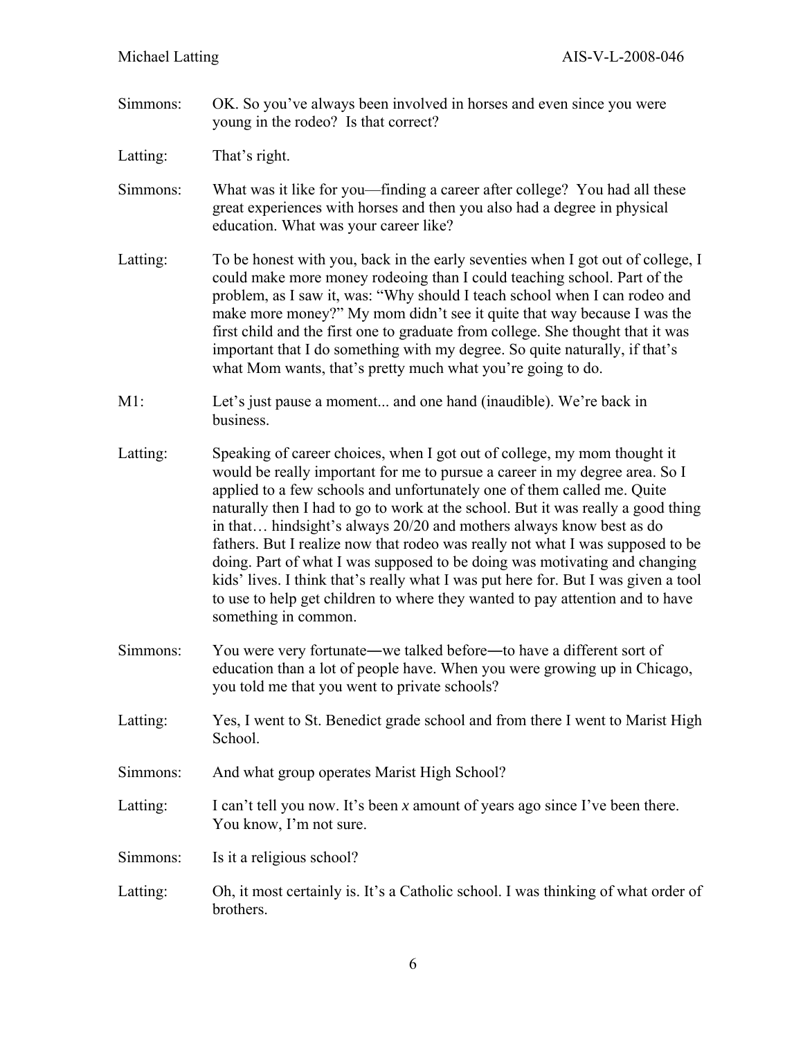Simmons: OK. So you've always been involved in horses and even since you were young in the rodeo? Is that correct?

Latting: That's right.

Simmons: What was it like for you—finding a career after college? You had all these great experiences with horses and then you also had a degree in physical education. What was your career like?

Latting: To be honest with you, back in the early seventies when I got out of college, I could make more money rodeoing than I could teaching school. Part of the problem, as I saw it, was: "Why should I teach school when I can rodeo and make more money?" My mom didn't see it quite that way because I was the first child and the first one to graduate from college. She thought that it was important that I do something with my degree. So quite naturally, if that's what Mom wants, that's pretty much what you're going to do.

M1: Let's just pause a moment... and one hand (inaudible). We're back in business.

Latting: Speaking of career choices, when I got out of college, my mom thought it would be really important for me to pursue a career in my degree area. So I applied to a few schools and unfortunately one of them called me. Quite naturally then I had to go to work at the school. But it was really a good thing in that… hindsight's always 20/20 and mothers always know best as do fathers. But I realize now that rodeo was really not what I was supposed to be doing. Part of what I was supposed to be doing was motivating and changing kids' lives. I think that's really what I was put here for. But I was given a tool to use to help get children to where they wanted to pay attention and to have something in common.

Simmons: You were very fortunate―we talked before―to have a different sort of education than a lot of people have. When you were growing up in Chicago, you told me that you went to private schools?

Latting: Yes, I went to St. Benedict grade school and from there I went to Marist High School.

Simmons: And what group operates Marist High School?

Latting: I can't tell you now. It's been *x* amount of years ago since I've been there. You know, I'm not sure.

Simmons: Is it a religious school?

Latting: Oh, it most certainly is. It's a Catholic school. I was thinking of what order of brothers.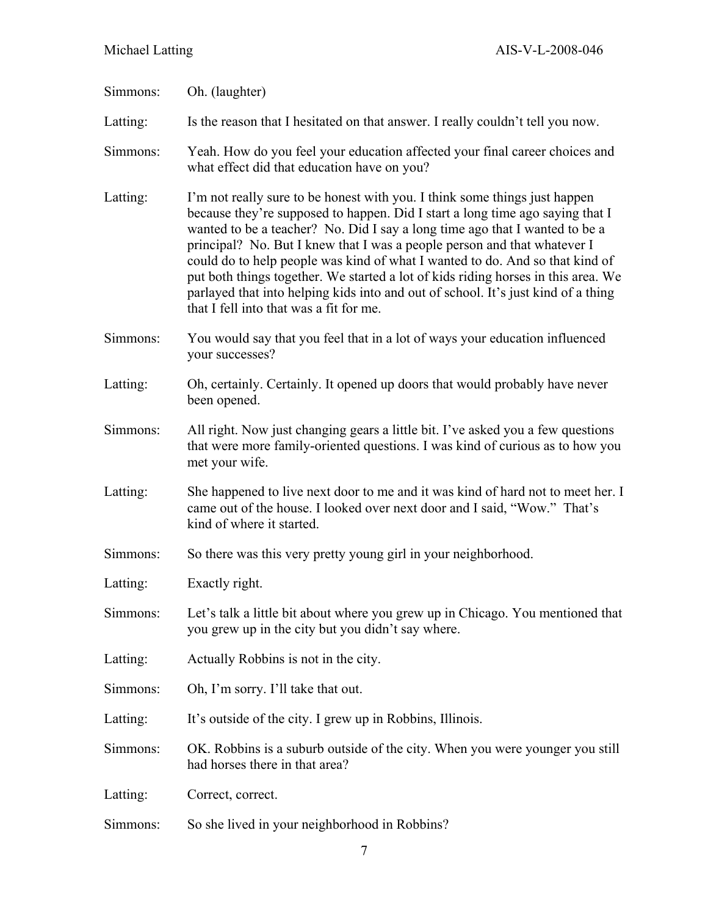Simmons: Oh. (laughter)

Latting: Is the reason that I hesitated on that answer. I really couldn't tell you now.

Simmons: Yeah. How do you feel your education affected your final career choices and what effect did that education have on you?

Latting: I'm not really sure to be honest with you. I think some things just happen because they're supposed to happen. Did I start a long time ago saying that I wanted to be a teacher? No. Did I say a long time ago that I wanted to be a principal? No. But I knew that I was a people person and that whatever I could do to help people was kind of what I wanted to do. And so that kind of put both things together. We started a lot of kids riding horses in this area. We parlayed that into helping kids into and out of school. It's just kind of a thing that I fell into that was a fit for me.

Simmons: You would say that you feel that in a lot of ways your education influenced your successes?

Latting: Oh, certainly. Certainly. It opened up doors that would probably have never been opened.

Simmons: All right. Now just changing gears a little bit. I've asked you a few questions that were more family-oriented questions. I was kind of curious as to how you met your wife.

Latting: She happened to live next door to me and it was kind of hard not to meet her. I came out of the house. I looked over next door and I said, "Wow." That's kind of where it started.

Simmons: So there was this very pretty young girl in your neighborhood.

Latting: Exactly right.

Simmons: Let's talk a little bit about where you grew up in Chicago. You mentioned that you grew up in the city but you didn't say where.

Latting: Actually Robbins is not in the city.

Simmons: Oh, I'm sorry. I'll take that out.

Latting: It's outside of the city. I grew up in Robbins, Illinois.

Simmons: OK. Robbins is a suburb outside of the city. When you were younger you still had horses there in that area?

Latting: Correct, correct.

Simmons: So she lived in your neighborhood in Robbins?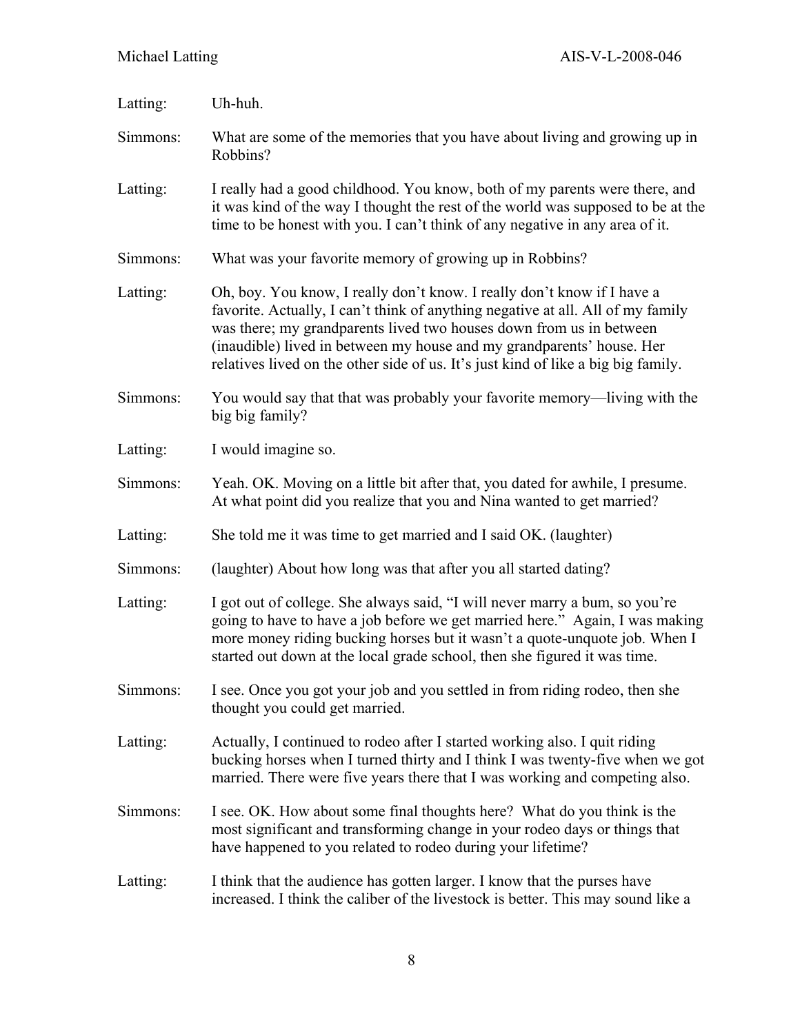Latting: Uh-huh.

Simmons: What are some of the memories that you have about living and growing up in Robbins?

Latting: I really had a good childhood. You know, both of my parents were there, and it was kind of the way I thought the rest of the world was supposed to be at the time to be honest with you. I can't think of any negative in any area of it.

Simmons: What was your favorite memory of growing up in Robbins?

Latting: Oh, boy. You know, I really don't know. I really don't know if I have a favorite. Actually, I can't think of anything negative at all. All of my family was there; my grandparents lived two houses down from us in between (inaudible) lived in between my house and my grandparents' house. Her relatives lived on the other side of us. It's just kind of like a big big family.

Simmons: You would say that that was probably your favorite memory—living with the big big family?

Latting: I would imagine so.

Simmons: Yeah. OK. Moving on a little bit after that, you dated for awhile, I presume. At what point did you realize that you and Nina wanted to get married?

Latting: She told me it was time to get married and I said OK. (laughter)

Simmons: (laughter) About how long was that after you all started dating?

Latting: I got out of college. She always said, "I will never marry a bum, so you're going to have to have a job before we get married here." Again, I was making more money riding bucking horses but it wasn't a quote-unquote job. When I started out down at the local grade school, then she figured it was time.

Simmons: I see. Once you got your job and you settled in from riding rodeo, then she thought you could get married.

Latting: Actually, I continued to rodeo after I started working also. I quit riding bucking horses when I turned thirty and I think I was twenty-five when we got married. There were five years there that I was working and competing also.

Simmons: I see. OK. How about some final thoughts here? What do you think is the most significant and transforming change in your rodeo days or things that have happened to you related to rodeo during your lifetime?

Latting: I think that the audience has gotten larger. I know that the purses have increased. I think the caliber of the livestock is better. This may sound like a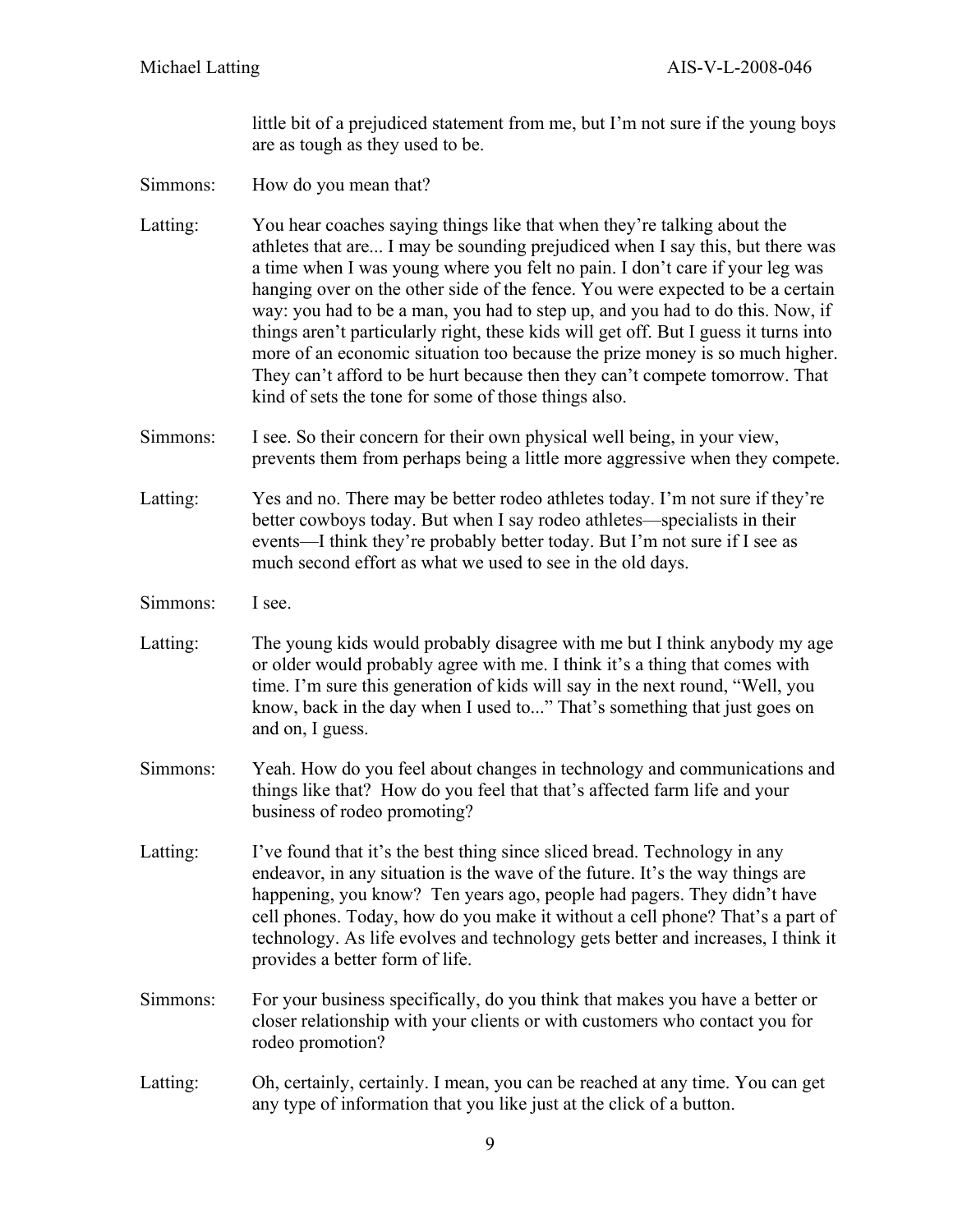little bit of a prejudiced statement from me, but I'm not sure if the young boys are as tough as they used to be.

Simmons: How do you mean that?

Latting: You hear coaches saying things like that when they're talking about the athletes that are... I may be sounding prejudiced when I say this, but there was a time when I was young where you felt no pain. I don't care if your leg was hanging over on the other side of the fence. You were expected to be a certain way: you had to be a man, you had to step up, and you had to do this. Now, if things aren't particularly right, these kids will get off. But I guess it turns into more of an economic situation too because the prize money is so much higher. They can't afford to be hurt because then they can't compete tomorrow. That kind of sets the tone for some of those things also.

Simmons: I see. So their concern for their own physical well being, in your view, prevents them from perhaps being a little more aggressive when they compete.

Latting: Yes and no. There may be better rodeo athletes today. I'm not sure if they're better cowboys today. But when I say rodeo athletes—specialists in their events—I think they're probably better today. But I'm not sure if I see as much second effort as what we used to see in the old days.

Simmons: I see.

Latting: The young kids would probably disagree with me but I think anybody my age or older would probably agree with me. I think it's a thing that comes with time. I'm sure this generation of kids will say in the next round, "Well, you know, back in the day when I used to..." That's something that just goes on and on, I guess.

Simmons: Yeah. How do you feel about changes in technology and communications and things like that? How do you feel that that's affected farm life and your business of rodeo promoting?

Latting: I've found that it's the best thing since sliced bread. Technology in any endeavor, in any situation is the wave of the future. It's the way things are happening, you know? Ten years ago, people had pagers. They didn't have cell phones. Today, how do you make it without a cell phone? That's a part of technology. As life evolves and technology gets better and increases, I think it provides a better form of life.

Simmons: For your business specifically, do you think that makes you have a better or closer relationship with your clients or with customers who contact you for rodeo promotion?

Latting: Oh, certainly, certainly. I mean, you can be reached at any time. You can get any type of information that you like just at the click of a button.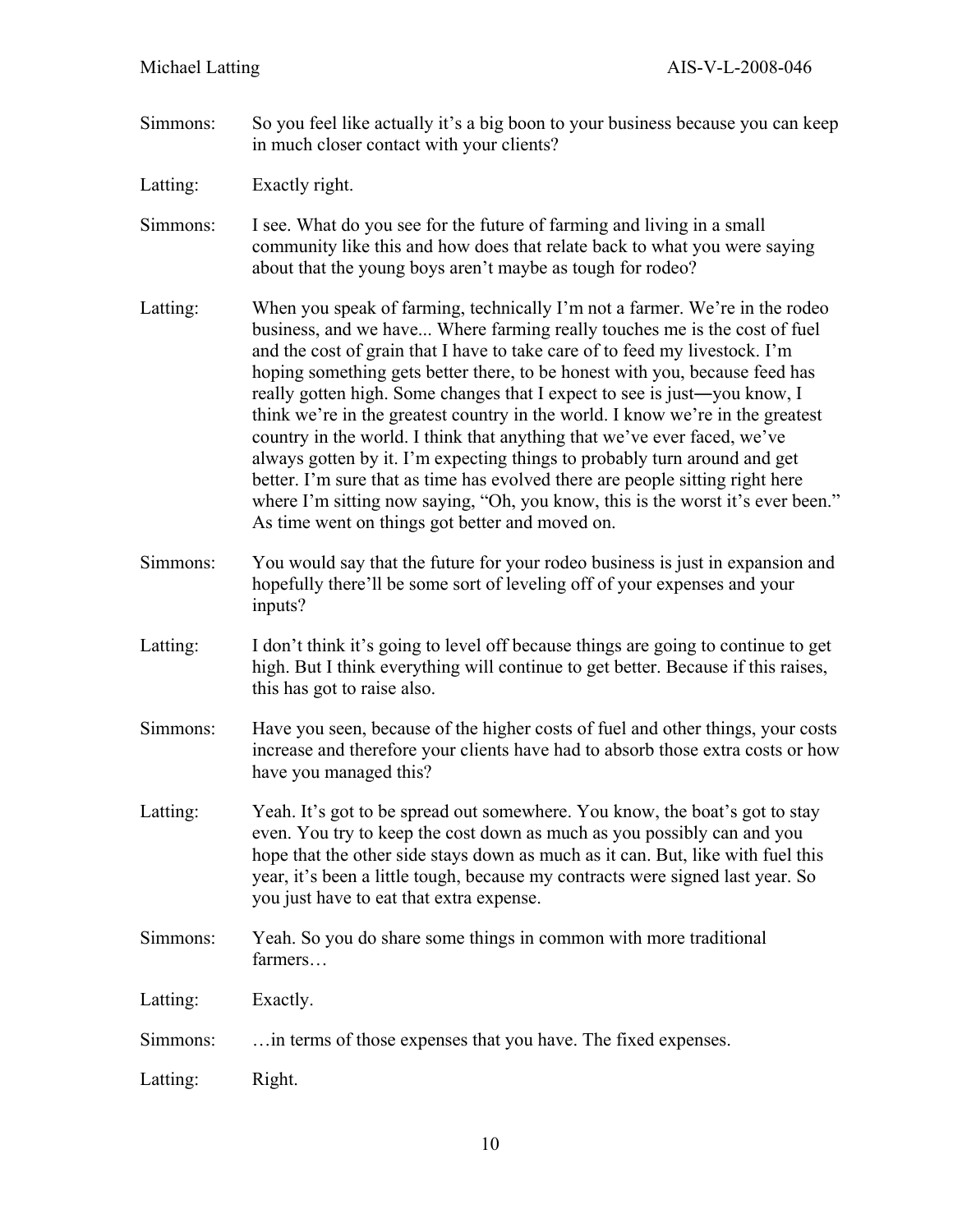Simmons: So you feel like actually it's a big boon to your business because you can keep in much closer contact with your clients?

Latting: Exactly right.

Simmons: I see. What do you see for the future of farming and living in a small community like this and how does that relate back to what you were saying about that the young boys aren't maybe as tough for rodeo?

Latting: When you speak of farming, technically I'm not a farmer. We're in the rodeo business, and we have... Where farming really touches me is the cost of fuel and the cost of grain that I have to take care of to feed my livestock. I'm hoping something gets better there, to be honest with you, because feed has really gotten high. Some changes that I expect to see is just―you know, I think we're in the greatest country in the world. I know we're in the greatest country in the world. I think that anything that we've ever faced, we've always gotten by it. I'm expecting things to probably turn around and get better. I'm sure that as time has evolved there are people sitting right here where I'm sitting now saying, "Oh, you know, this is the worst it's ever been." As time went on things got better and moved on.

Simmons: You would say that the future for your rodeo business is just in expansion and hopefully there'll be some sort of leveling off of your expenses and your inputs?

Latting: I don't think it's going to level off because things are going to continue to get high. But I think everything will continue to get better. Because if this raises, this has got to raise also.

Simmons: Have you seen, because of the higher costs of fuel and other things, your costs increase and therefore your clients have had to absorb those extra costs or how have you managed this?

Latting: Yeah. It's got to be spread out somewhere. You know, the boat's got to stay even. You try to keep the cost down as much as you possibly can and you hope that the other side stays down as much as it can. But, like with fuel this year, it's been a little tough, because my contracts were signed last year. So you just have to eat that extra expense.

Simmons: Yeah. So you do share some things in common with more traditional farmers…

Latting: Exactly.

Simmons: …in terms of those expenses that you have. The fixed expenses.

Latting: Right.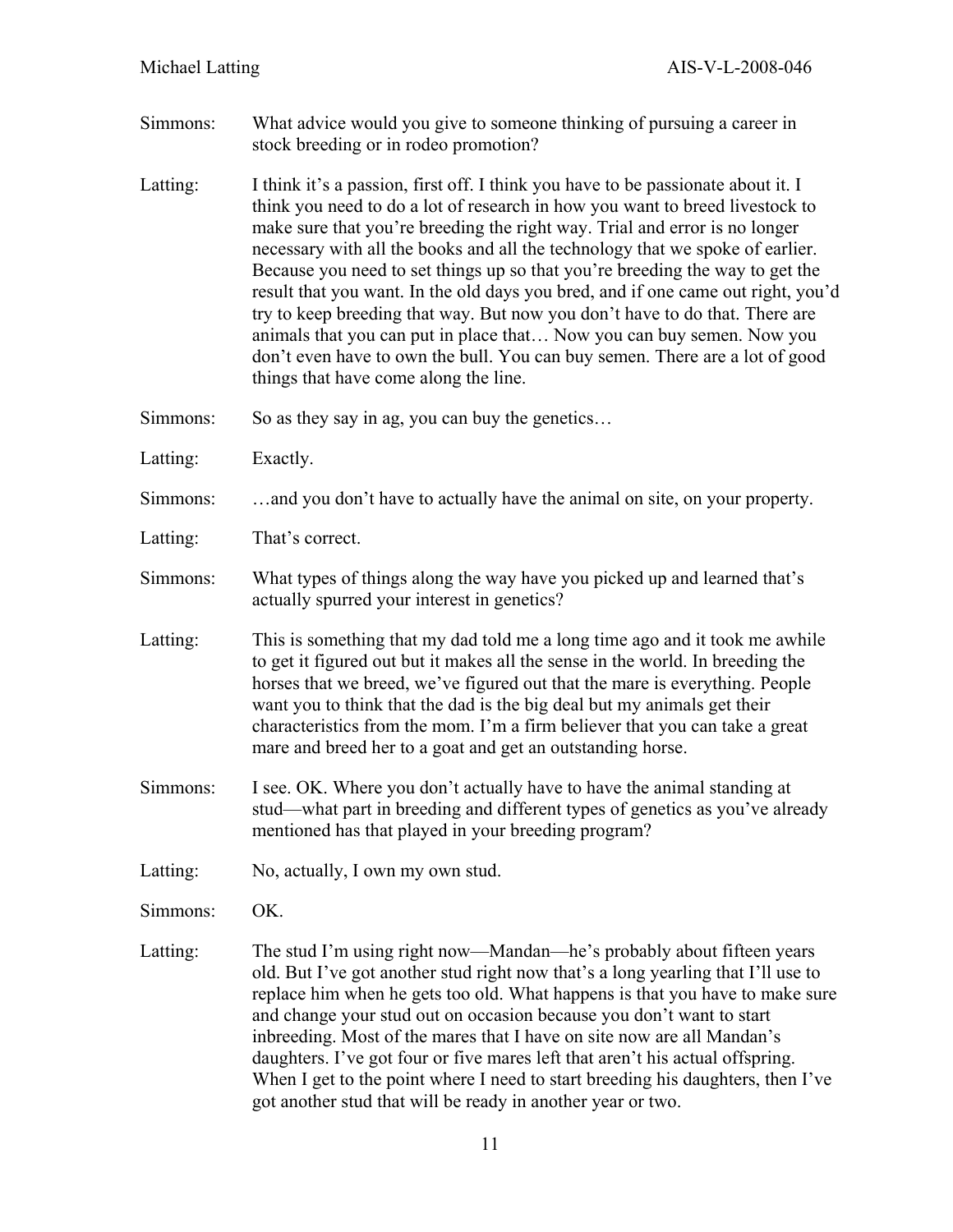Simmons: What advice would you give to someone thinking of pursuing a career in stock breeding or in rodeo promotion?

Latting: I think it's a passion, first off. I think you have to be passionate about it. I think you need to do a lot of research in how you want to breed livestock to make sure that you're breeding the right way. Trial and error is no longer necessary with all the books and all the technology that we spoke of earlier. Because you need to set things up so that you're breeding the way to get the result that you want. In the old days you bred, and if one came out right, you'd try to keep breeding that way. But now you don't have to do that. There are animals that you can put in place that… Now you can buy semen. Now you don't even have to own the bull. You can buy semen. There are a lot of good things that have come along the line.

Simmons: So as they say in ag, you can buy the genetics…

Latting: Exactly.

Simmons: …and you don't have to actually have the animal on site, on your property.

Latting: That's correct.

Simmons: What types of things along the way have you picked up and learned that's actually spurred your interest in genetics?

Latting: This is something that my dad told me a long time ago and it took me awhile to get it figured out but it makes all the sense in the world. In breeding the horses that we breed, we've figured out that the mare is everything. People want you to think that the dad is the big deal but my animals get their characteristics from the mom. I'm a firm believer that you can take a great mare and breed her to a goat and get an outstanding horse.

Simmons: I see. OK. Where you don't actually have to have the animal standing at stud—what part in breeding and different types of genetics as you've already mentioned has that played in your breeding program?

Latting: No, actually, I own my own stud.

Simmons: OK.

Latting: The stud I'm using right now—Mandan—he's probably about fifteen years old. But I've got another stud right now that's a long yearling that I'll use to replace him when he gets too old. What happens is that you have to make sure and change your stud out on occasion because you don't want to start inbreeding. Most of the mares that I have on site now are all Mandan's daughters. I've got four or five mares left that aren't his actual offspring. When I get to the point where I need to start breeding his daughters, then I've got another stud that will be ready in another year or two.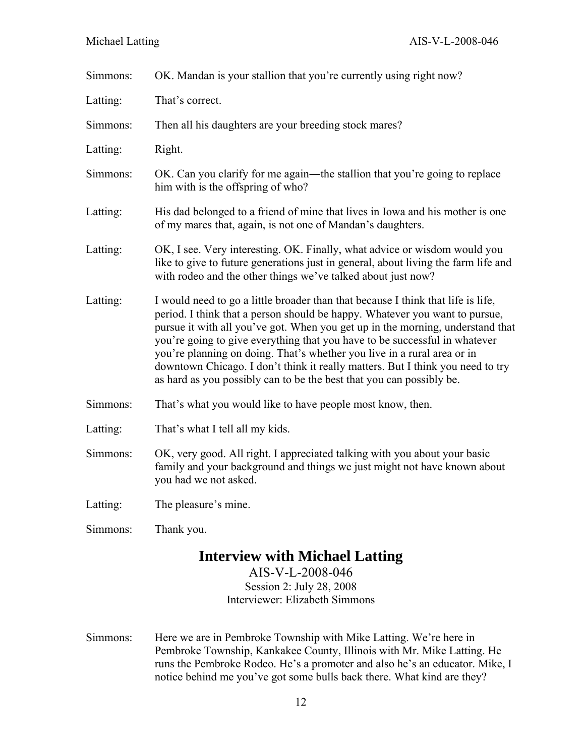Simmons: OK. Mandan is your stallion that you're currently using right now?

Latting: That's correct.

Simmons: Then all his daughters are your breeding stock mares?

Latting: Right.

Simmons: OK. Can you clarify for me again—the stallion that you're going to replace him with is the offspring of who?

Latting: His dad belonged to a friend of mine that lives in Iowa and his mother is one of my mares that, again, is not one of Mandan's daughters.

Latting: OK, I see. Very interesting. OK. Finally, what advice or wisdom would you like to give to future generations just in general, about living the farm life and with rodeo and the other things we've talked about just now?

Latting: I would need to go a little broader than that because I think that life is life, period. I think that a person should be happy. Whatever you want to pursue, pursue it with all you've got. When you get up in the morning, understand that you're going to give everything that you have to be successful in whatever you're planning on doing. That's whether you live in a rural area or in downtown Chicago. I don't think it really matters. But I think you need to try as hard as you possibly can to be the best that you can possibly be.

Simmons: That's what you would like to have people most know, then.

Latting: That's what I tell all my kids.

Simmons: OK, very good. All right. I appreciated talking with you about your basic family and your background and things we just might not have known about you had we not asked.

Latting: The pleasure's mine.

Simmons: Thank you.

## Interview with Michael Latting

AIS-V-L-2008-046
Session 2: July 28, 2008
Interviewer: Elizabeth Simmons

Simmons: Here we are in Pembroke Township with Mike Latting. We're here in Pembroke Township, Kankakee County, Illinois with Mr. Mike Latting. He runs the Pembroke Rodeo. He's a promoter and also he's an educator. Mike, I notice behind me you've got some bulls back there. What kind are they?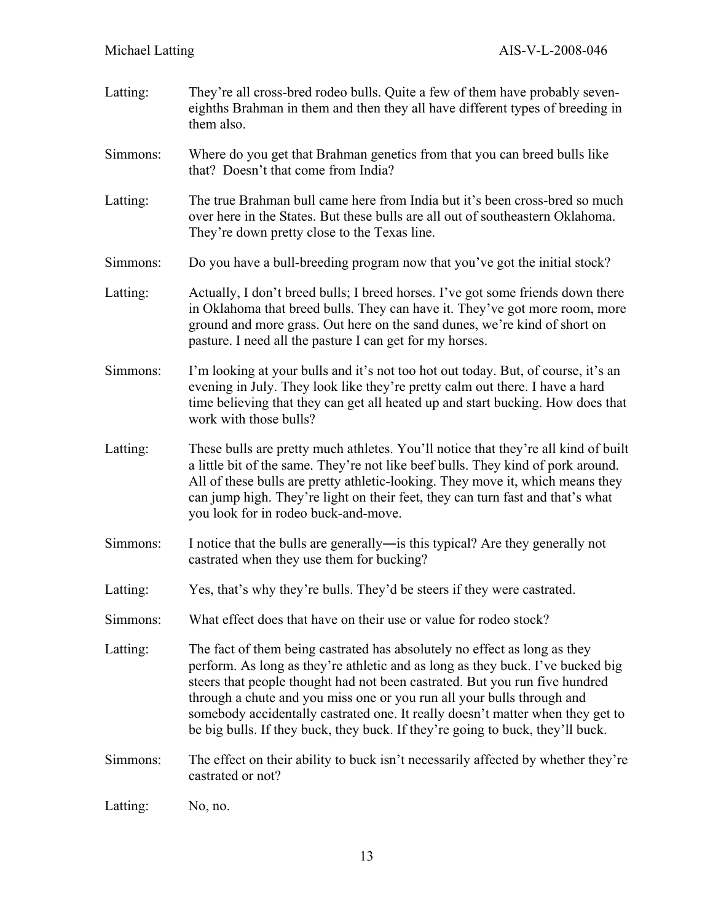Latting: They're all cross-bred rodeo bulls. Quite a few of them have probably seven-eighths Brahman in them and then they all have different types of breeding in them also.

Simmons: Where do you get that Brahman genetics from that you can breed bulls like that? Doesn't that come from India?

Latting: The true Brahman bull came here from India but it's been cross-bred so much over here in the States. But these bulls are all out of southeastern Oklahoma. They're down pretty close to the Texas line.

Simmons: Do you have a bull-breeding program now that you've got the initial stock?

Latting: Actually, I don't breed bulls; I breed horses. I've got some friends down there in Oklahoma that breed bulls. They can have it. They've got more room, more ground and more grass. Out here on the sand dunes, we're kind of short on pasture. I need all the pasture I can get for my horses.

Simmons: I'm looking at your bulls and it's not too hot out today. But, of course, it's an evening in July. They look like they're pretty calm out there. I have a hard time believing that they can get all heated up and start bucking. How does that work with those bulls?

Latting: These bulls are pretty much athletes. You'll notice that they're all kind of built a little bit of the same. They're not like beef bulls. They kind of pork around. All of these bulls are pretty athletic-looking. They move it, which means they can jump high. They're light on their feet, they can turn fast and that's what you look for in rodeo buck-and-move.

Simmons: I notice that the bulls are generally―is this typical? Are they generally not castrated when they use them for bucking?

Latting: Yes, that's why they're bulls. They'd be steers if they were castrated.

Simmons: What effect does that have on their use or value for rodeo stock?

Latting: The fact of them being castrated has absolutely no effect as long as they perform. As long as they're athletic and as long as they buck. I've bucked big steers that people thought had not been castrated. But you run five hundred through a chute and you miss one or you run all your bulls through and somebody accidentally castrated one. It really doesn't matter when they get to be big bulls. If they buck, they buck. If they're going to buck, they'll buck.

Simmons: The effect on their ability to buck isn't necessarily affected by whether they're castrated or not?

Latting: No, no.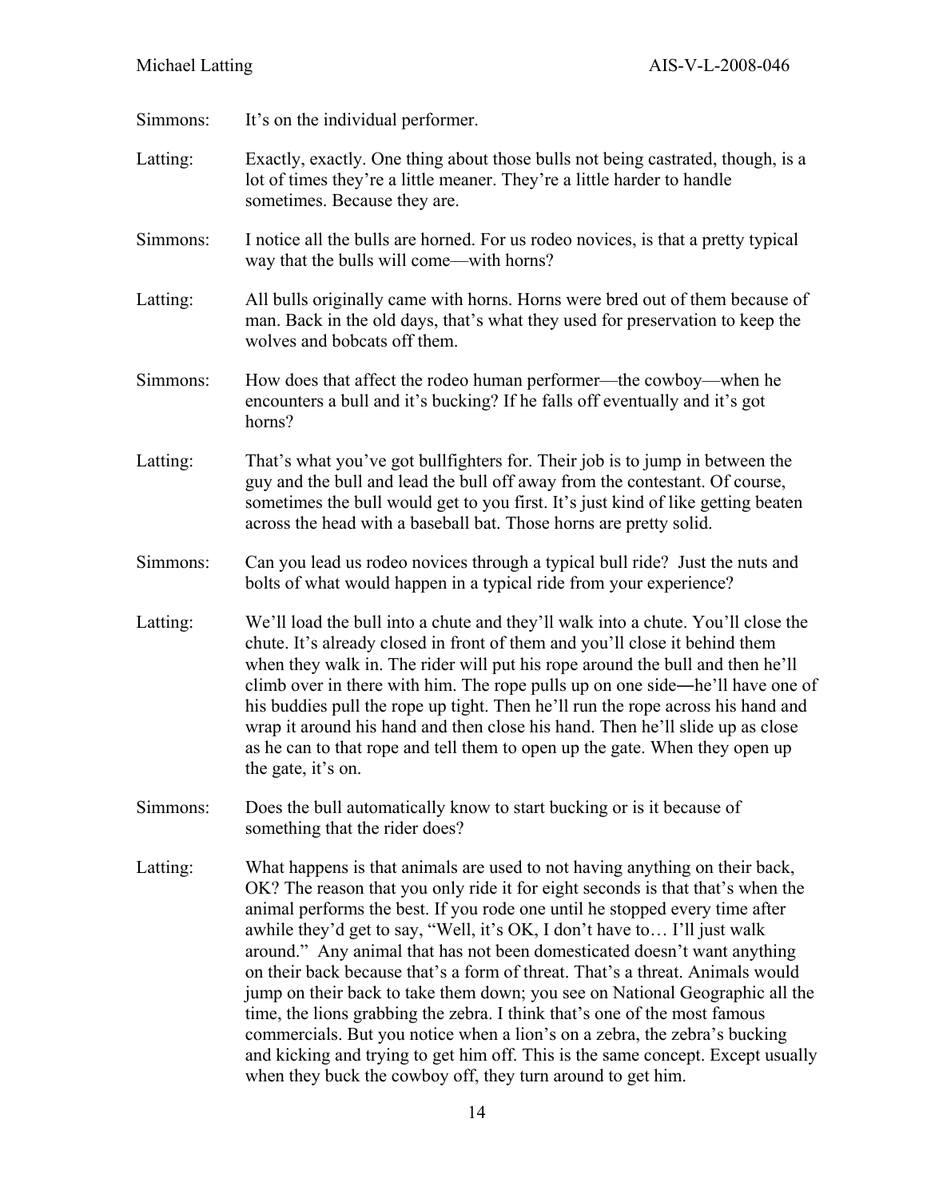Simmons: It's on the individual performer.

Latting: Exactly, exactly. One thing about those bulls not being castrated, though, is a lot of times they're a little meaner. They're a little harder to handle sometimes. Because they are.

Simmons: I notice all the bulls are horned. For us rodeo novices, is that a pretty typical way that the bulls will come—with horns?

Latting: All bulls originally came with horns. Horns were bred out of them because of man. Back in the old days, that's what they used for preservation to keep the wolves and bobcats off them.

Simmons: How does that affect the rodeo human performer—the cowboy—when he encounters a bull and it's bucking? If he falls off eventually and it's got horns?

Latting: That's what you've got bullfighters for. Their job is to jump in between the guy and the bull and lead the bull off away from the contestant. Of course, sometimes the bull would get to you first. It's just kind of like getting beaten across the head with a baseball bat. Those horns are pretty solid.

Simmons: Can you lead us rodeo novices through a typical bull ride? Just the nuts and bolts of what would happen in a typical ride from your experience?

Latting: We'll load the bull into a chute and they'll walk into a chute. You'll close the chute. It's already closed in front of them and you'll close it behind them when they walk in. The rider will put his rope around the bull and then he'll climb over in there with him. The rope pulls up on one side―he'll have one of his buddies pull the rope up tight. Then he'll run the rope across his hand and wrap it around his hand and then close his hand. Then he'll slide up as close as he can to that rope and tell them to open up the gate. When they open up the gate, it's on.

Simmons: Does the bull automatically know to start bucking or is it because of something that the rider does?

Latting: What happens is that animals are used to not having anything on their back, OK? The reason that you only ride it for eight seconds is that that's when the animal performs the best. If you rode one until he stopped every time after awhile they'd get to say, "Well, it's OK, I don't have to… I'll just walk around." Any animal that has not been domesticated doesn't want anything on their back because that's a form of threat. That's a threat. Animals would jump on their back to take them down; you see on National Geographic all the time, the lions grabbing the zebra. I think that's one of the most famous commercials. But you notice when a lion's on a zebra, the zebra's bucking and kicking and trying to get him off. This is the same concept. Except usually when they buck the cowboy off, they turn around to get him.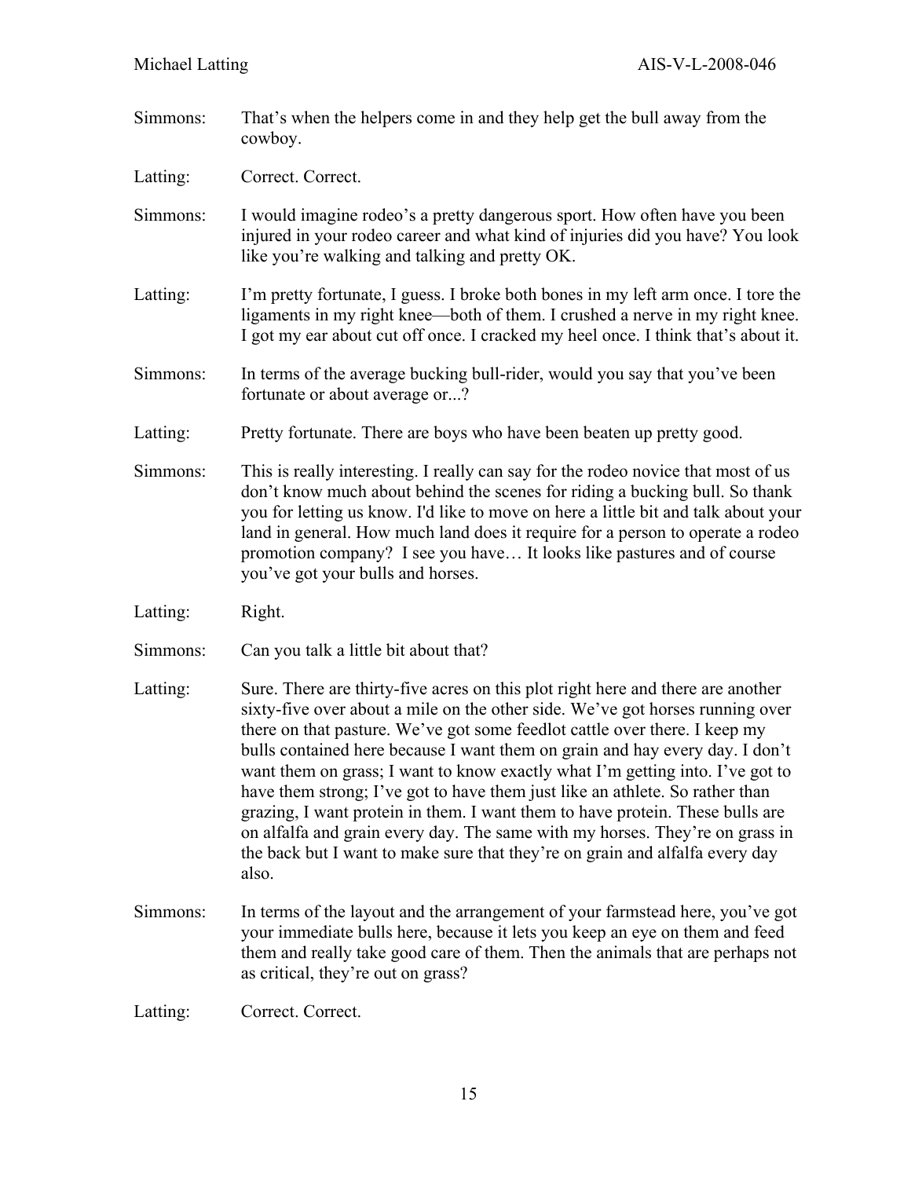Simmons: That's when the helpers come in and they help get the bull away from the cowboy.

Latting: Correct. Correct.

Simmons: I would imagine rodeo's a pretty dangerous sport. How often have you been injured in your rodeo career and what kind of injuries did you have? You look like you're walking and talking and pretty OK.

Latting: I'm pretty fortunate, I guess. I broke both bones in my left arm once. I tore the ligaments in my right knee—both of them. I crushed a nerve in my right knee. I got my ear about cut off once. I cracked my heel once. I think that's about it.

Simmons: In terms of the average bucking bull-rider, would you say that you've been fortunate or about average or...?

Latting: Pretty fortunate. There are boys who have been beaten up pretty good.

Simmons: This is really interesting. I really can say for the rodeo novice that most of us don't know much about behind the scenes for riding a bucking bull. So thank you for letting us know. I'd like to move on here a little bit and talk about your land in general. How much land does it require for a person to operate a rodeo promotion company? I see you have… It looks like pastures and of course you've got your bulls and horses.

Latting: Right.

Simmons: Can you talk a little bit about that?

Latting: Sure. There are thirty-five acres on this plot right here and there are another sixty-five over about a mile on the other side. We've got horses running over there on that pasture. We've got some feedlot cattle over there. I keep my bulls contained here because I want them on grain and hay every day. I don't want them on grass; I want to know exactly what I'm getting into. I've got to have them strong; I've got to have them just like an athlete. So rather than grazing, I want protein in them. I want them to have protein. These bulls are on alfalfa and grain every day. The same with my horses. They're on grass in the back but I want to make sure that they're on grain and alfalfa every day also.

Simmons: In terms of the layout and the arrangement of your farmstead here, you've got your immediate bulls here, because it lets you keep an eye on them and feed them and really take good care of them. Then the animals that are perhaps not as critical, they're out on grass?

Latting: Correct. Correct.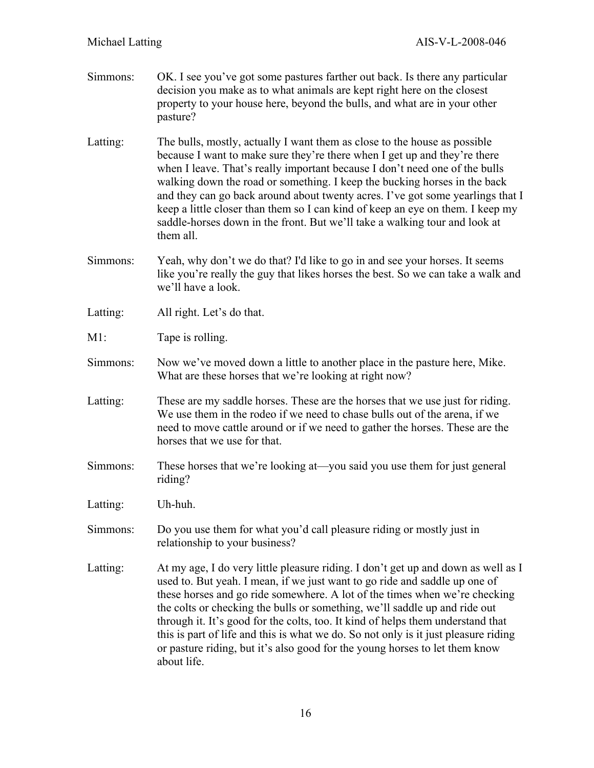Simmons: OK. I see you've got some pastures farther out back. Is there any particular decision you make as to what animals are kept right here on the closest property to your house here, beyond the bulls, and what are in your other pasture?

Latting: The bulls, mostly, actually I want them as close to the house as possible because I want to make sure they're there when I get up and they're there when I leave. That's really important because I don't need one of the bulls walking down the road or something. I keep the bucking horses in the back and they can go back around about twenty acres. I've got some yearlings that I keep a little closer than them so I can kind of keep an eye on them. I keep my saddle-horses down in the front. But we'll take a walking tour and look at them all.

Simmons: Yeah, why don't we do that? I'd like to go in and see your horses. It seems like you're really the guy that likes horses the best. So we can take a walk and we'll have a look.

Latting: All right. Let's do that.

M1: Tape is rolling.

Simmons: Now we've moved down a little to another place in the pasture here, Mike. What are these horses that we're looking at right now?

Latting: These are my saddle horses. These are the horses that we use just for riding. We use them in the rodeo if we need to chase bulls out of the arena, if we need to move cattle around or if we need to gather the horses. These are the horses that we use for that.

Simmons: These horses that we're looking at—you said you use them for just general riding?

Latting: Uh-huh.

Simmons: Do you use them for what you'd call pleasure riding or mostly just in relationship to your business?

Latting: At my age, I do very little pleasure riding. I don't get up and down as well as I used to. But yeah. I mean, if we just want to go ride and saddle up one of these horses and go ride somewhere. A lot of the times when we're checking the colts or checking the bulls or something, we'll saddle up and ride out through it. It's good for the colts, too. It kind of helps them understand that this is part of life and this is what we do. So not only is it just pleasure riding or pasture riding, but it's also good for the young horses to let them know about life.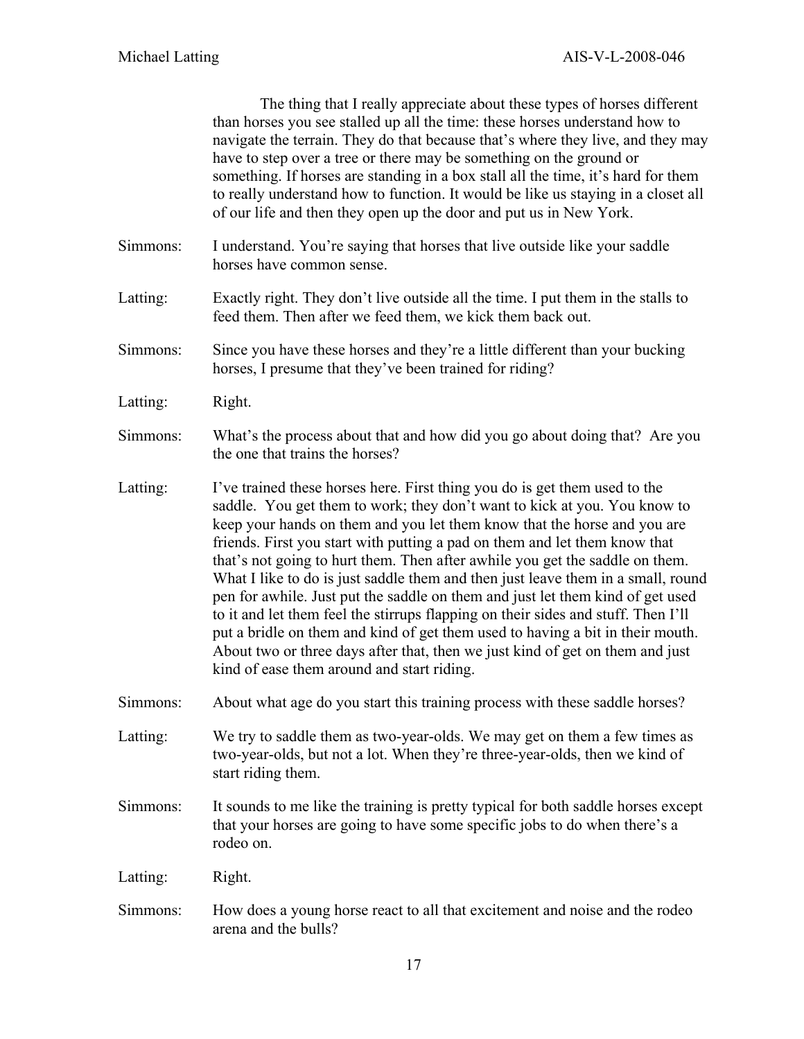The thing that I really appreciate about these types of horses different than horses you see stalled up all the time: these horses understand how to navigate the terrain. They do that because that's where they live, and they may have to step over a tree or there may be something on the ground or something. If horses are standing in a box stall all the time, it's hard for them to really understand how to function. It would be like us staying in a closet all of our life and then they open up the door and put us in New York.

Simmons: I understand. You're saying that horses that live outside like your saddle horses have common sense.

Latting: Exactly right. They don't live outside all the time. I put them in the stalls to feed them. Then after we feed them, we kick them back out.

Simmons: Since you have these horses and they're a little different than your bucking horses, I presume that they've been trained for riding?

Latting: Right.

Simmons: What's the process about that and how did you go about doing that? Are you the one that trains the horses?

Latting: I've trained these horses here. First thing you do is get them used to the saddle. You get them to work; they don't want to kick at you. You know to keep your hands on them and you let them know that the horse and you are friends. First you start with putting a pad on them and let them know that that's not going to hurt them. Then after awhile you get the saddle on them. What I like to do is just saddle them and then just leave them in a small, round pen for awhile. Just put the saddle on them and just let them kind of get used to it and let them feel the stirrups flapping on their sides and stuff. Then I'll put a bridle on them and kind of get them used to having a bit in their mouth. About two or three days after that, then we just kind of get on them and just kind of ease them around and start riding.

Simmons: About what age do you start this training process with these saddle horses?

Latting: We try to saddle them as two-year-olds. We may get on them a few times as two-year-olds, but not a lot. When they're three-year-olds, then we kind of start riding them.

Simmons: It sounds to me like the training is pretty typical for both saddle horses except that your horses are going to have some specific jobs to do when there's a rodeo on.

Latting: Right.

Simmons: How does a young horse react to all that excitement and noise and the rodeo arena and the bulls?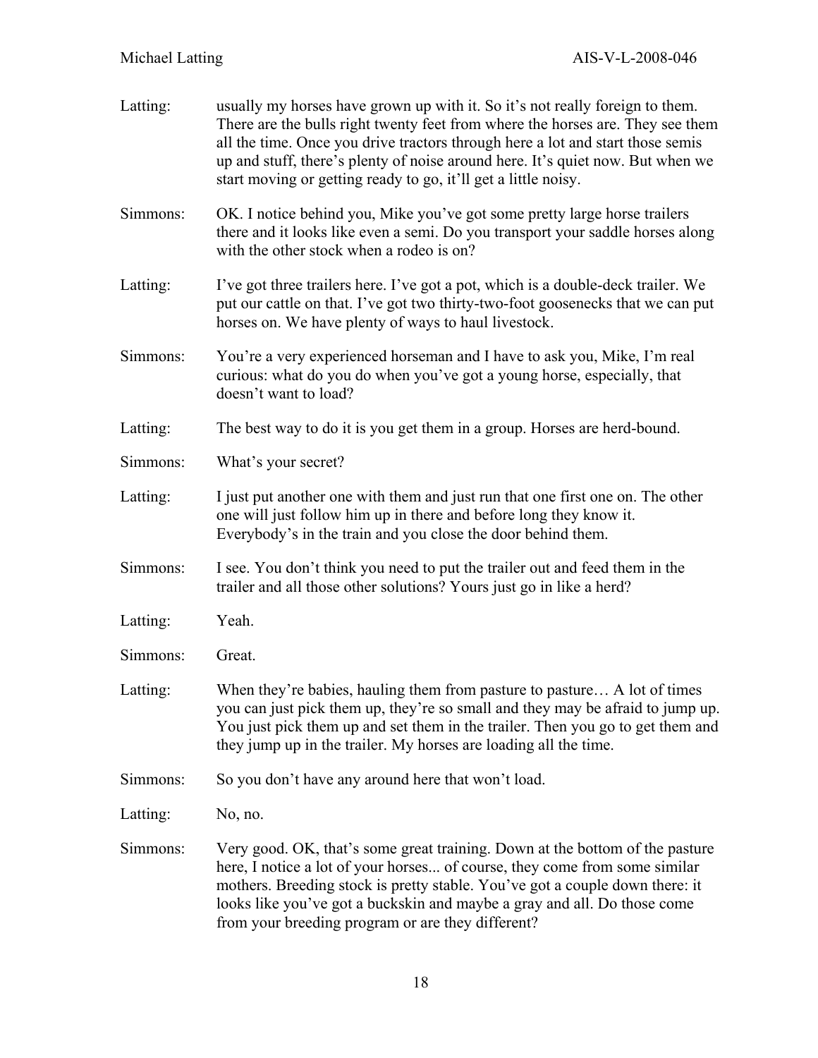**Latting:** usually my horses have grown up with it. So it's not really foreign to them. There are the bulls right twenty feet from where the horses are. They see them all the time. Once you drive tractors through here a lot and start those semis up and stuff, there's plenty of noise around here. It's quiet now. But when we start moving or getting ready to go, it'll get a little noisy.

**Simmons:** OK. I notice behind you, Mike you've got some pretty large horse trailers there and it looks like even a semi. Do you transport your saddle horses along with the other stock when a rodeo is on?

**Latting:** I've got three trailers here. I've got a pot, which is a double-deck trailer. We put our cattle on that. I've got two thirty-two-foot goosenecks that we can put horses on. We have plenty of ways to haul livestock.

**Simmons:** You're a very experienced horseman and I have to ask you, Mike, I'm real curious: what do you do when you've got a young horse, especially, that doesn't want to load?

**Latting:** The best way to do it is you get them in a group. Horses are herd-bound.

**Simmons:** What's your secret?

**Latting:** I just put another one with them and just run that one first one on. The other one will just follow him up in there and before long they know it. Everybody's in the train and you close the door behind them.

**Simmons:** I see. You don't think you need to put the trailer out and feed them in the trailer and all those other solutions? Yours just go in like a herd?

**Latting:** Yeah.

**Simmons:** Great.

**Latting:** When they're babies, hauling them from pasture to pasture… A lot of times you can just pick them up, they're so small and they may be afraid to jump up. You just pick them up and set them in the trailer. Then you go to get them and they jump up in the trailer. My horses are loading all the time.

**Simmons:** So you don't have any around here that won't load.

**Latting:** No, no.

**Simmons:** Very good. OK, that's some great training. Down at the bottom of the pasture here, I notice a lot of your horses... of course, they come from some similar mothers. Breeding stock is pretty stable. You've got a couple down there: it looks like you've got a buckskin and maybe a gray and all. Do those come from your breeding program or are they different?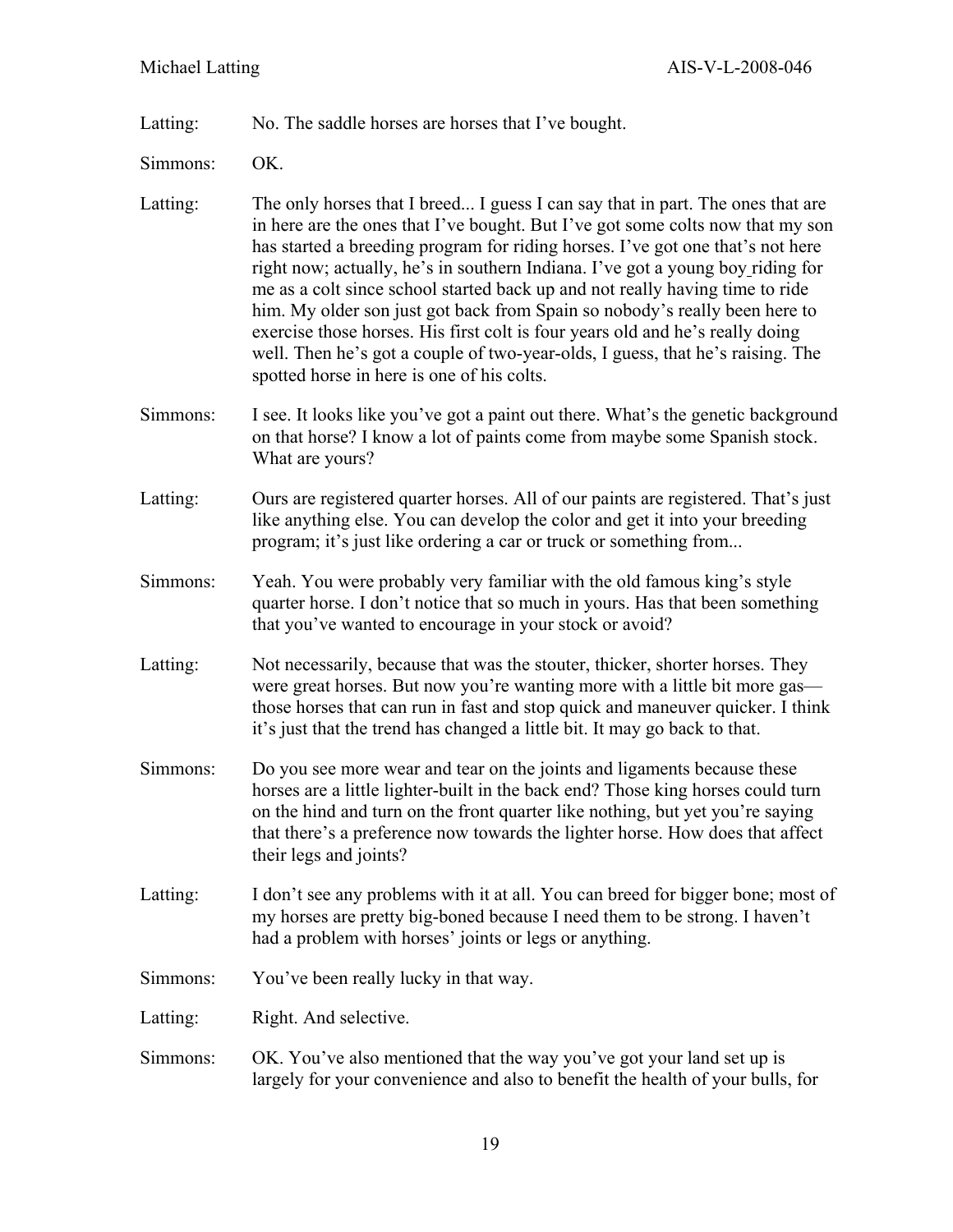Latting: No. The saddle horses are horses that I've bought.

Simmons: OK.

Latting: The only horses that I breed... I guess I can say that in part. The ones that are in here are the ones that I've bought. But I've got some colts now that my son has started a breeding program for riding horses. I've got one that's not here right now; actually, he's in southern Indiana. I've got a young boy riding for me as a colt since school started back up and not really having time to ride him. My older son just got back from Spain so nobody's really been here to exercise those horses. His first colt is four years old and he's really doing well. Then he's got a couple of two-year-olds, I guess, that he's raising. The spotted horse in here is one of his colts.

Simmons: I see. It looks like you've got a paint out there. What's the genetic background on that horse? I know a lot of paints come from maybe some Spanish stock. What are yours?

Latting: Ours are registered quarter horses. All of our paints are registered. That's just like anything else. You can develop the color and get it into your breeding program; it's just like ordering a car or truck or something from...

Simmons: Yeah. You were probably very familiar with the old famous king's style quarter horse. I don't notice that so much in yours. Has that been something that you've wanted to encourage in your stock or avoid?

Latting: Not necessarily, because that was the stouter, thicker, shorter horses. They were great horses. But now you're wanting more with a little bit more gas—those horses that can run in fast and stop quick and maneuver quicker. I think it's just that the trend has changed a little bit. It may go back to that.

Simmons: Do you see more wear and tear on the joints and ligaments because these horses are a little lighter-built in the back end? Those king horses could turn on the hind and turn on the front quarter like nothing, but yet you're saying that there's a preference now towards the lighter horse. How does that affect their legs and joints?

Latting: I don't see any problems with it at all. You can breed for bigger bone; most of my horses are pretty big-boned because I need them to be strong. I haven't had a problem with horses' joints or legs or anything.

Simmons: You've been really lucky in that way.

Latting: Right. And selective.

Simmons: OK. You've also mentioned that the way you've got your land set up is largely for your convenience and also to benefit the health of your bulls, for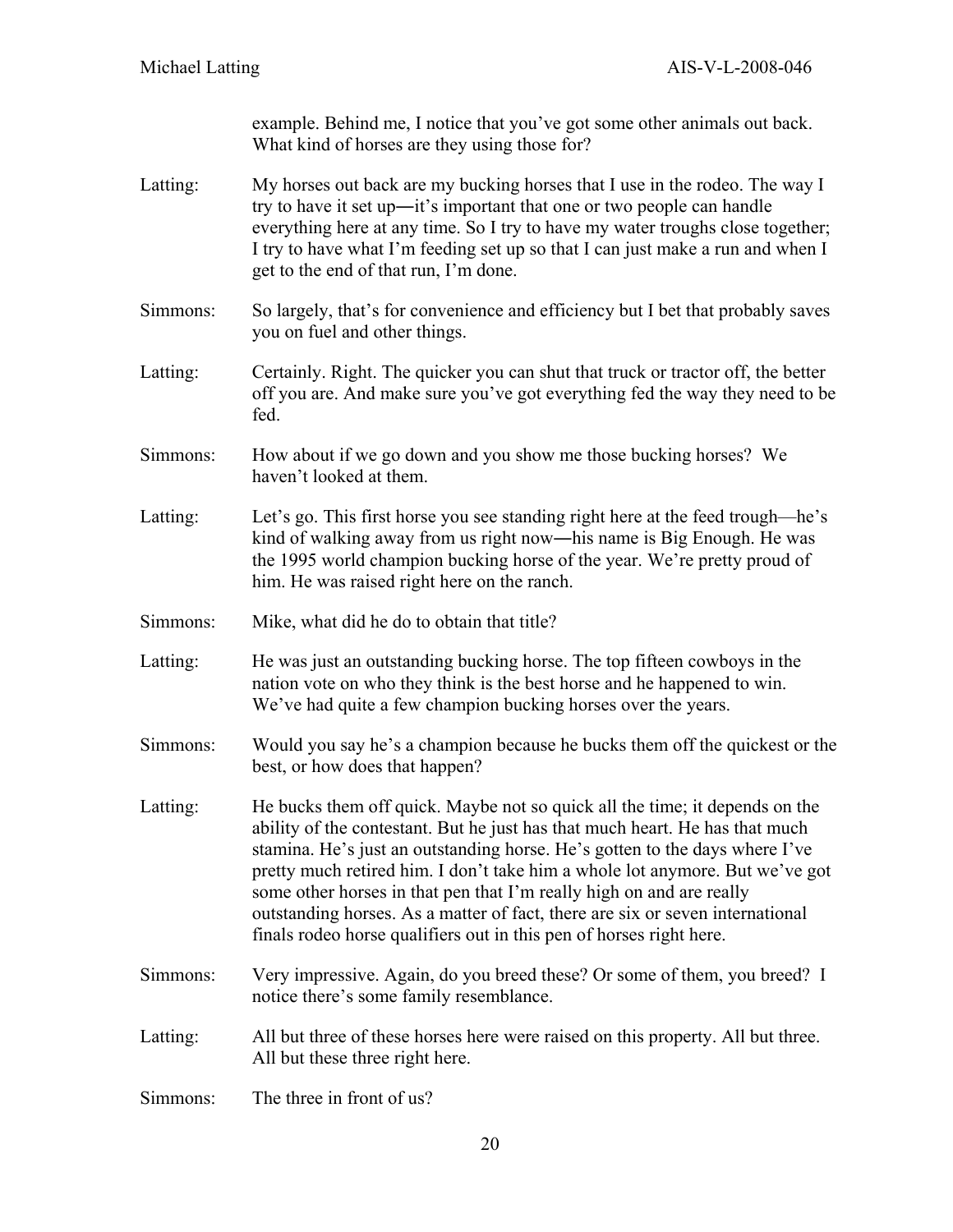example. Behind me, I notice that you've got some other animals out back. What kind of horses are they using those for?

Latting: My horses out back are my bucking horses that I use in the rodeo. The way I try to have it set up―it's important that one or two people can handle everything here at any time. So I try to have my water troughs close together; I try to have what I'm feeding set up so that I can just make a run and when I get to the end of that run, I'm done.

Simmons: So largely, that's for convenience and efficiency but I bet that probably saves you on fuel and other things.

Latting: Certainly. Right. The quicker you can shut that truck or tractor off, the better off you are. And make sure you've got everything fed the way they need to be fed.

Simmons: How about if we go down and you show me those bucking horses? We haven't looked at them.

Latting: Let's go. This first horse you see standing right here at the feed trough—he's kind of walking away from us right now―his name is Big Enough. He was the 1995 world champion bucking horse of the year. We're pretty proud of him. He was raised right here on the ranch.

Simmons: Mike, what did he do to obtain that title?

Latting: He was just an outstanding bucking horse. The top fifteen cowboys in the nation vote on who they think is the best horse and he happened to win. We've had quite a few champion bucking horses over the years.

Simmons: Would you say he's a champion because he bucks them off the quickest or the best, or how does that happen?

Latting: He bucks them off quick. Maybe not so quick all the time; it depends on the ability of the contestant. But he just has that much heart. He has that much stamina. He's just an outstanding horse. He's gotten to the days where I've pretty much retired him. I don't take him a whole lot anymore. But we've got some other horses in that pen that I'm really high on and are really outstanding horses. As a matter of fact, there are six or seven international finals rodeo horse qualifiers out in this pen of horses right here.

Simmons: Very impressive. Again, do you breed these? Or some of them, you breed? I notice there's some family resemblance.

Latting: All but three of these horses here were raised on this property. All but three. All but these three right here.

Simmons: The three in front of us?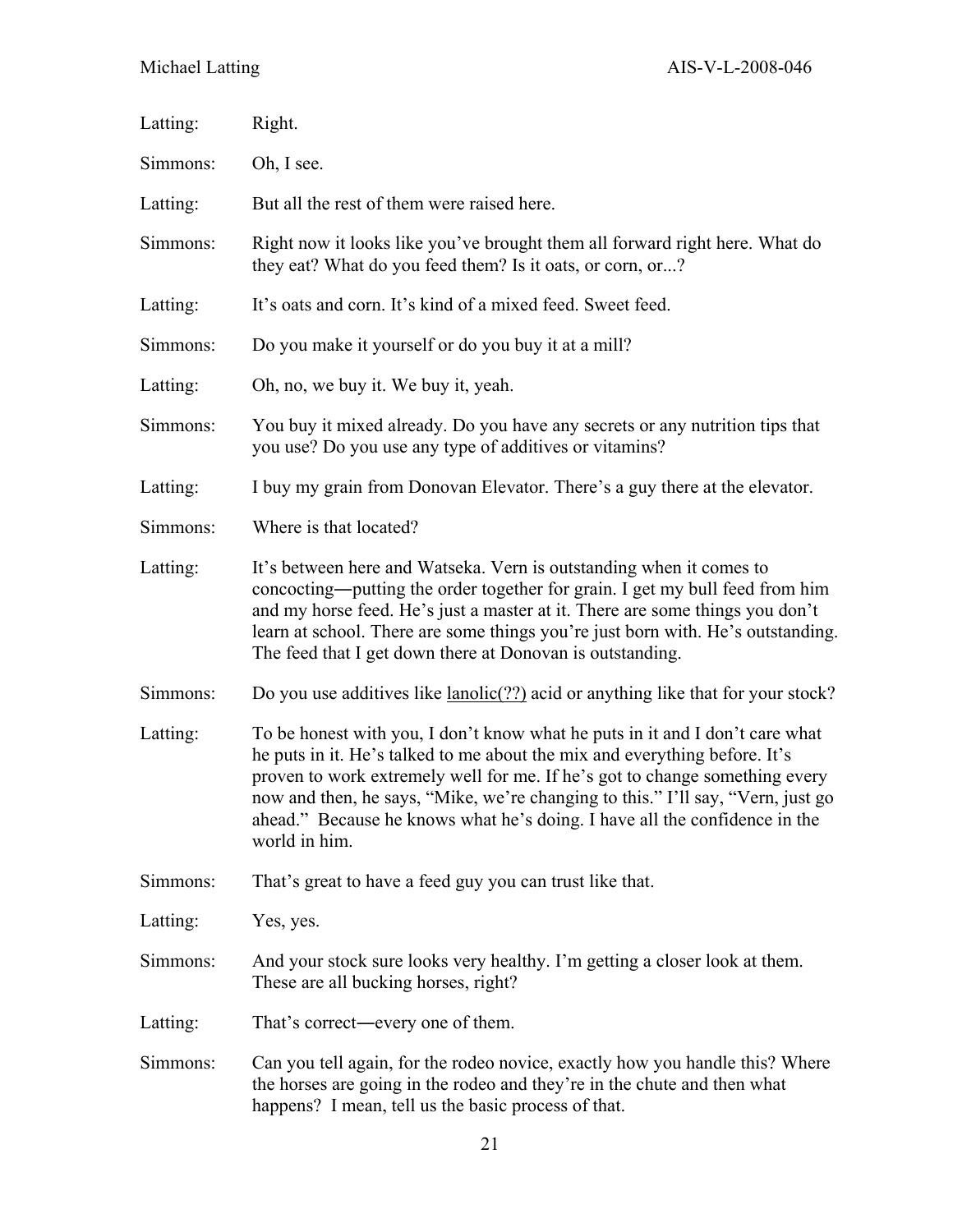Latting: Right.

Simmons: Oh, I see.

Latting: But all the rest of them were raised here.

Simmons: Right now it looks like you've brought them all forward right here. What do they eat? What do you feed them? Is it oats, or corn, or...?

Latting: It's oats and corn. It's kind of a mixed feed. Sweet feed.

Simmons: Do you make it yourself or do you buy it at a mill?

Latting: Oh, no, we buy it. We buy it, yeah.

Simmons: You buy it mixed already. Do you have any secrets or any nutrition tips that you use? Do you use any type of additives or vitamins?

Latting: I buy my grain from Donovan Elevator. There's a guy there at the elevator.

Simmons: Where is that located?

Latting: It's between here and Watseka. Vern is outstanding when it comes to concocting—putting the order together for grain. I get my bull feed from him and my horse feed. He's just a master at it. There are some things you don't learn at school. There are some things you're just born with. He's outstanding. The feed that I get down there at Donovan is outstanding.

Simmons: Do you use additives like lanolic(??) acid or anything like that for your stock?

Latting: To be honest with you, I don't know what he puts in it and I don't care what he puts in it. He's talked to me about the mix and everything before. It's proven to work extremely well for me. If he's got to change something every now and then, he says, "Mike, we're changing to this." I'll say, "Vern, just go ahead." Because he knows what he's doing. I have all the confidence in the world in him.

Simmons: That's great to have a feed guy you can trust like that.

Latting: Yes, yes.

Simmons: And your stock sure looks very healthy. I'm getting a closer look at them. These are all bucking horses, right?

Latting: That's correct—every one of them.

Simmons: Can you tell again, for the rodeo novice, exactly how you handle this? Where the horses are going in the rodeo and they're in the chute and then what happens? I mean, tell us the basic process of that.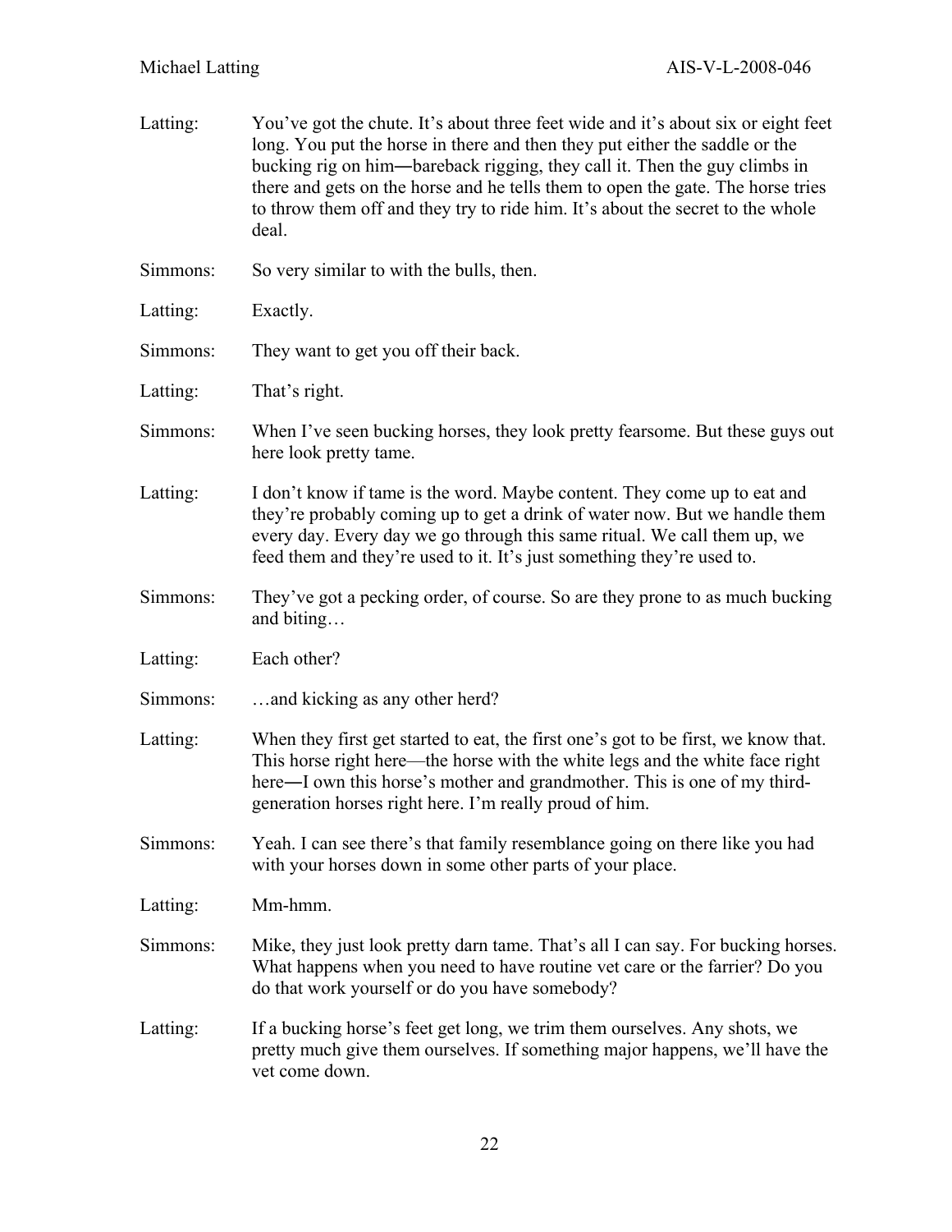Latting: You've got the chute. It's about three feet wide and it's about six or eight feet long. You put the horse in there and then they put either the saddle or the bucking rig on him―bareback rigging, they call it. Then the guy climbs in there and gets on the horse and he tells them to open the gate. The horse tries to throw them off and they try to ride him. It's about the secret to the whole deal.

Simmons: So very similar to with the bulls, then.

Latting: Exactly.

Simmons: They want to get you off their back.

Latting: That's right.

Simmons: When I've seen bucking horses, they look pretty fearsome. But these guys out here look pretty tame.

Latting: I don't know if tame is the word. Maybe content. They come up to eat and they're probably coming up to get a drink of water now. But we handle them every day. Every day we go through this same ritual. We call them up, we feed them and they're used to it. It's just something they're used to.

Simmons: They've got a pecking order, of course. So are they prone to as much bucking and biting…

Latting: Each other?

Simmons: …and kicking as any other herd?

Latting: When they first get started to eat, the first one's got to be first, we know that. This horse right here—the horse with the white legs and the white face right here―I own this horse's mother and grandmother. This is one of my third-generation horses right here. I'm really proud of him.

Simmons: Yeah. I can see there's that family resemblance going on there like you had with your horses down in some other parts of your place.

Latting: Mm-hmm.

Simmons: Mike, they just look pretty darn tame. That's all I can say. For bucking horses. What happens when you need to have routine vet care or the farrier? Do you do that work yourself or do you have somebody?

Latting: If a bucking horse's feet get long, we trim them ourselves. Any shots, we pretty much give them ourselves. If something major happens, we'll have the vet come down.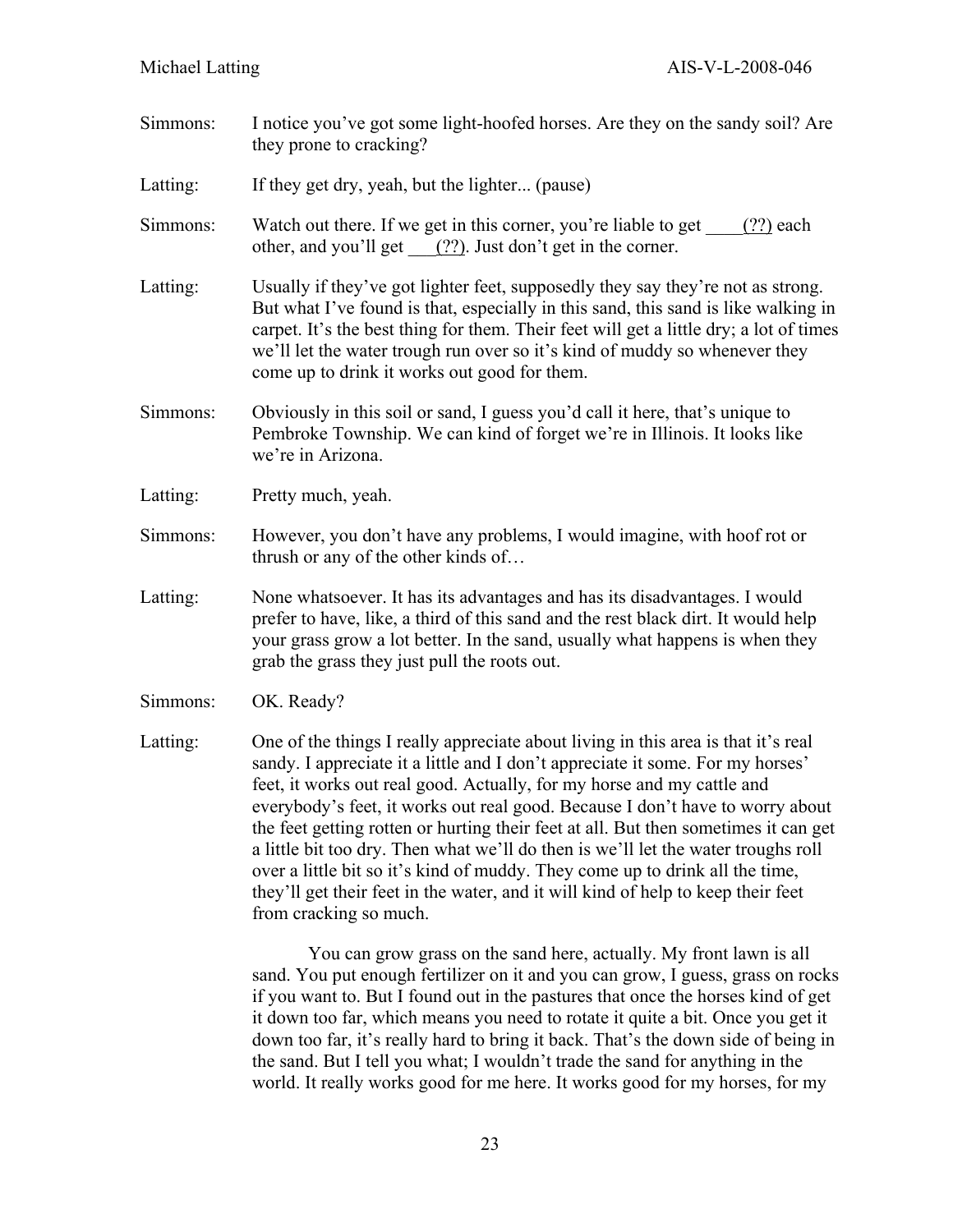Simmons: I notice you've got some light-hoofed horses. Are they on the sandy soil? Are they prone to cracking?

Latting: If they get dry, yeah, but the lighter... (pause)

Simmons: Watch out there. If we get in this corner, you're liable to get ____(??) each other, and you'll get ___(??). Just don't get in the corner.

Latting: Usually if they've got lighter feet, supposedly they say they're not as strong. But what I've found is that, especially in this sand, this sand is like walking in carpet. It's the best thing for them. Their feet will get a little dry; a lot of times we'll let the water trough run over so it's kind of muddy so whenever they come up to drink it works out good for them.

Simmons: Obviously in this soil or sand, I guess you'd call it here, that's unique to Pembroke Township. We can kind of forget we're in Illinois. It looks like we're in Arizona.

Latting: Pretty much, yeah.

Simmons: However, you don't have any problems, I would imagine, with hoof rot or thrush or any of the other kinds of…

Latting: None whatsoever. It has its advantages and has its disadvantages. I would prefer to have, like, a third of this sand and the rest black dirt. It would help your grass grow a lot better. In the sand, usually what happens is when they grab the grass they just pull the roots out.

Simmons: OK. Ready?

Latting: One of the things I really appreciate about living in this area is that it's real sandy. I appreciate it a little and I don't appreciate it some. For my horses' feet, it works out real good. Actually, for my horse and my cattle and everybody's feet, it works out real good. Because I don't have to worry about the feet getting rotten or hurting their feet at all. But then sometimes it can get a little bit too dry. Then what we'll do then is we'll let the water troughs roll over a little bit so it's kind of muddy. They come up to drink all the time, they'll get their feet in the water, and it will kind of help to keep their feet from cracking so much.

You can grow grass on the sand here, actually. My front lawn is all sand. You put enough fertilizer on it and you can grow, I guess, grass on rocks if you want to. But I found out in the pastures that once the horses kind of get it down too far, which means you need to rotate it quite a bit. Once you get it down too far, it's really hard to bring it back. That's the down side of being in the sand. But I tell you what; I wouldn't trade the sand for anything in the world. It really works good for me here. It works good for my horses, for my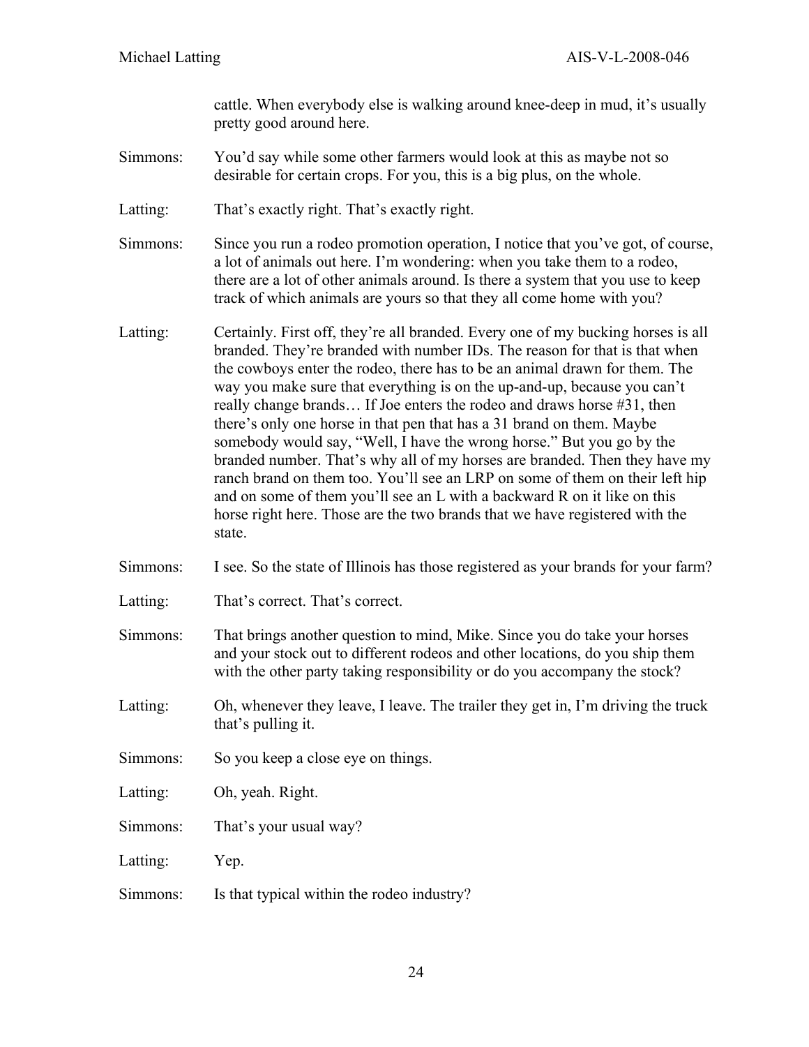cattle. When everybody else is walking around knee-deep in mud, it's usually pretty good around here.

Simmons: You'd say while some other farmers would look at this as maybe not so desirable for certain crops. For you, this is a big plus, on the whole.

Latting: That's exactly right. That's exactly right.

Simmons: Since you run a rodeo promotion operation, I notice that you've got, of course, a lot of animals out here. I'm wondering: when you take them to a rodeo, there are a lot of other animals around. Is there a system that you use to keep track of which animals are yours so that they all come home with you?

Latting: Certainly. First off, they're all branded. Every one of my bucking horses is all branded. They're branded with number IDs. The reason for that is that when the cowboys enter the rodeo, there has to be an animal drawn for them. The way you make sure that everything is on the up-and-up, because you can't really change brands… If Joe enters the rodeo and draws horse #31, then there's only one horse in that pen that has a 31 brand on them. Maybe somebody would say, "Well, I have the wrong horse." But you go by the branded number. That's why all of my horses are branded. Then they have my ranch brand on them too. You'll see an LRP on some of them on their left hip and on some of them you'll see an L with a backward R on it like on this horse right here. Those are the two brands that we have registered with the state.

Simmons: I see. So the state of Illinois has those registered as your brands for your farm?

Latting: That's correct. That's correct.

Simmons: That brings another question to mind, Mike. Since you do take your horses and your stock out to different rodeos and other locations, do you ship them with the other party taking responsibility or do you accompany the stock?

Latting: Oh, whenever they leave, I leave. The trailer they get in, I'm driving the truck that's pulling it.

Simmons: So you keep a close eye on things.

Latting: Oh, yeah. Right.

Simmons: That's your usual way?

Latting: Yep.

Simmons: Is that typical within the rodeo industry?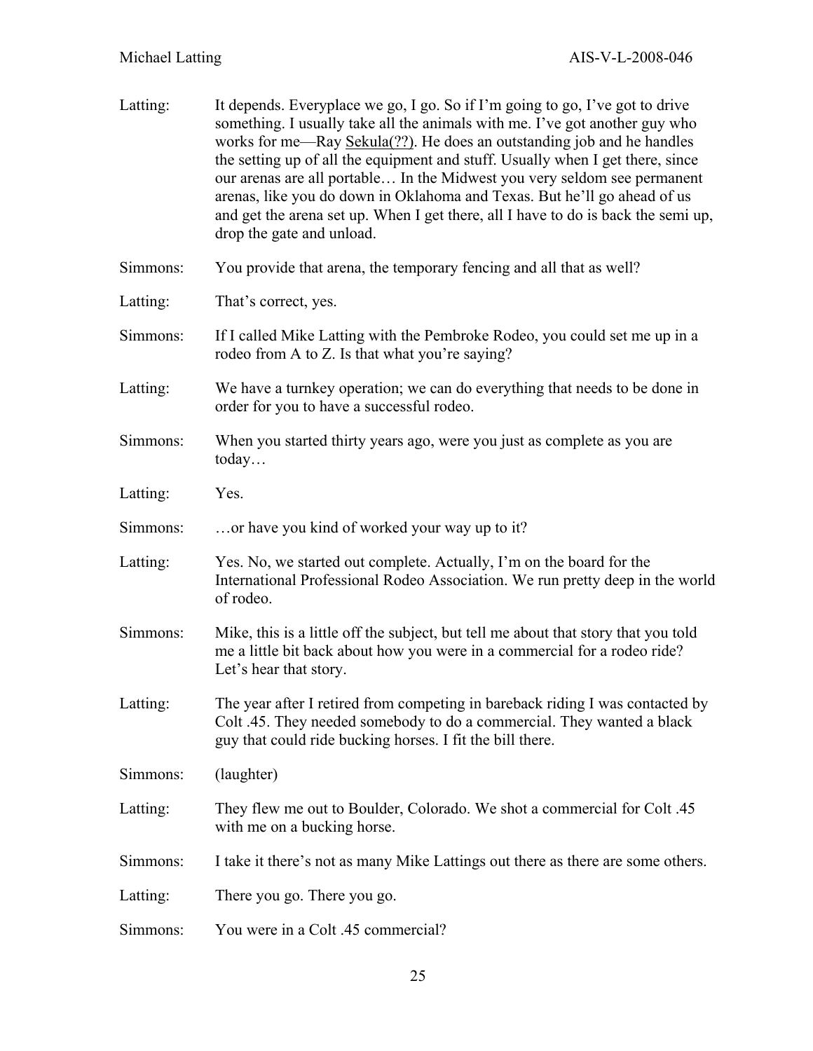Latting: It depends. Everyplace we go, I go. So if I'm going to go, I've got to drive something. I usually take all the animals with me. I've got another guy who works for me—Ray Sekula(??). He does an outstanding job and he handles the setting up of all the equipment and stuff. Usually when I get there, since our arenas are all portable… In the Midwest you very seldom see permanent arenas, like you do down in Oklahoma and Texas. But he'll go ahead of us and get the arena set up. When I get there, all I have to do is back the semi up, drop the gate and unload.

Simmons: You provide that arena, the temporary fencing and all that as well?

Latting: That's correct, yes.

Simmons: If I called Mike Latting with the Pembroke Rodeo, you could set me up in a rodeo from A to Z. Is that what you're saying?

Latting: We have a turnkey operation; we can do everything that needs to be done in order for you to have a successful rodeo.

Simmons: When you started thirty years ago, were you just as complete as you are today…

Latting: Yes.

Simmons: …or have you kind of worked your way up to it?

Latting: Yes. No, we started out complete. Actually, I'm on the board for the International Professional Rodeo Association. We run pretty deep in the world of rodeo.

Simmons: Mike, this is a little off the subject, but tell me about that story that you told me a little bit back about how you were in a commercial for a rodeo ride? Let's hear that story.

Latting: The year after I retired from competing in bareback riding I was contacted by Colt .45. They needed somebody to do a commercial. They wanted a black guy that could ride bucking horses. I fit the bill there.

Simmons: (laughter)

Latting: They flew me out to Boulder, Colorado. We shot a commercial for Colt .45 with me on a bucking horse.

Simmons: I take it there's not as many Mike Lattings out there as there are some others.

Latting: There you go. There you go.

Simmons: You were in a Colt .45 commercial?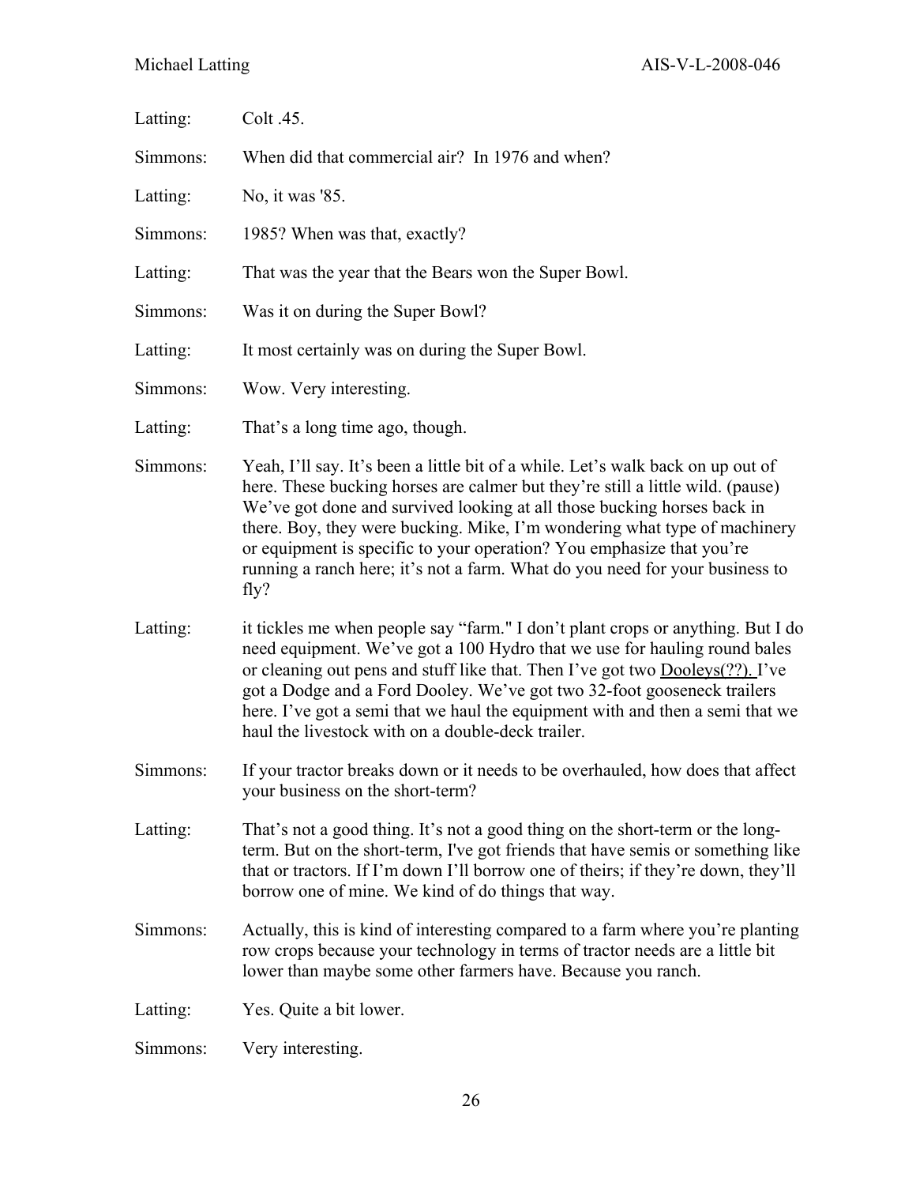Latting: Colt .45.

Simmons: When did that commercial air? In 1976 and when?

Latting: No, it was '85.

Simmons: 1985? When was that, exactly?

Latting: That was the year that the Bears won the Super Bowl.

Simmons: Was it on during the Super Bowl?

Latting: It most certainly was on during the Super Bowl.

Simmons: Wow. Very interesting.

Latting: That's a long time ago, though.

Simmons: Yeah, I'll say. It's been a little bit of a while. Let's walk back on up out of here. These bucking horses are calmer but they're still a little wild. (pause) We've got done and survived looking at all those bucking horses back in there. Boy, they were bucking. Mike, I'm wondering what type of machinery or equipment is specific to your operation? You emphasize that you're running a ranch here; it's not a farm. What do you need for your business to fly?

Latting: it tickles me when people say "farm." I don't plant crops or anything. But I do need equipment. We've got a 100 Hydro that we use for hauling round bales or cleaning out pens and stuff like that. Then I've got two <u>Dooleys(??).</u> I've got a Dodge and a Ford Dooley. We've got two 32-foot gooseneck trailers here. I've got a semi that we haul the equipment with and then a semi that we haul the livestock with on a double-deck trailer.

Simmons: If your tractor breaks down or it needs to be overhauled, how does that affect your business on the short-term?

Latting: That's not a good thing. It's not a good thing on the short-term or the long-term. But on the short-term, I've got friends that have semis or something like that or tractors. If I'm down I'll borrow one of theirs; if they're down, they'll borrow one of mine. We kind of do things that way.

Simmons: Actually, this is kind of interesting compared to a farm where you're planting row crops because your technology in terms of tractor needs are a little bit lower than maybe some other farmers have. Because you ranch.

Latting: Yes. Quite a bit lower.

Simmons: Very interesting.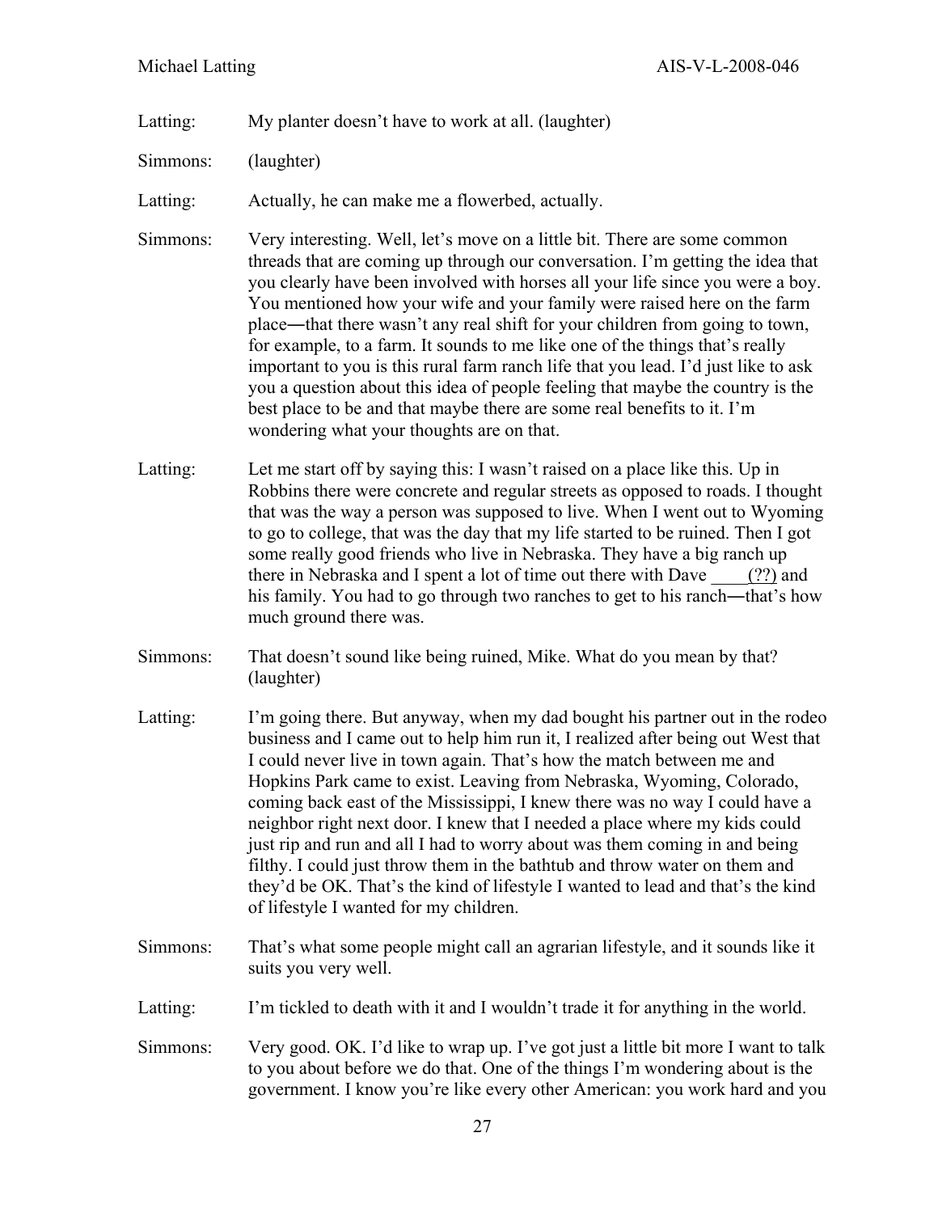Latting: My planter doesn't have to work at all. (laughter)

Simmons: (laughter)

Latting: Actually, he can make me a flowerbed, actually.

Simmons: Very interesting. Well, let's move on a little bit. There are some common threads that are coming up through our conversation. I'm getting the idea that you clearly have been involved with horses all your life since you were a boy. You mentioned how your wife and your family were raised here on the farm place—that there wasn't any real shift for your children from going to town, for example, to a farm. It sounds to me like one of the things that's really important to you is this rural farm ranch life that you lead. I'd just like to ask you a question about this idea of people feeling that maybe the country is the best place to be and that maybe there are some real benefits to it. I'm wondering what your thoughts are on that.

Latting: Let me start off by saying this: I wasn't raised on a place like this. Up in Robbins there were concrete and regular streets as opposed to roads. I thought that was the way a person was supposed to live. When I went out to Wyoming to go to college, that was the day that my life started to be ruined. Then I got some really good friends who live in Nebraska. They have a big ranch up there in Nebraska and I spent a lot of time out there with Dave ____(??) and his family. You had to go through two ranches to get to his ranch—that's how much ground there was.

Simmons: That doesn't sound like being ruined, Mike. What do you mean by that? (laughter)

Latting: I'm going there. But anyway, when my dad bought his partner out in the rodeo business and I came out to help him run it, I realized after being out West that I could never live in town again. That's how the match between me and Hopkins Park came to exist. Leaving from Nebraska, Wyoming, Colorado, coming back east of the Mississippi, I knew there was no way I could have a neighbor right next door. I knew that I needed a place where my kids could just rip and run and all I had to worry about was them coming in and being filthy. I could just throw them in the bathtub and throw water on them and they'd be OK. That's the kind of lifestyle I wanted to lead and that's the kind of lifestyle I wanted for my children.

Simmons: That's what some people might call an agrarian lifestyle, and it sounds like it suits you very well.

Latting: I'm tickled to death with it and I wouldn't trade it for anything in the world.

Simmons: Very good. OK. I'd like to wrap up. I've got just a little bit more I want to talk to you about before we do that. One of the things I'm wondering about is the government. I know you're like every other American: you work hard and you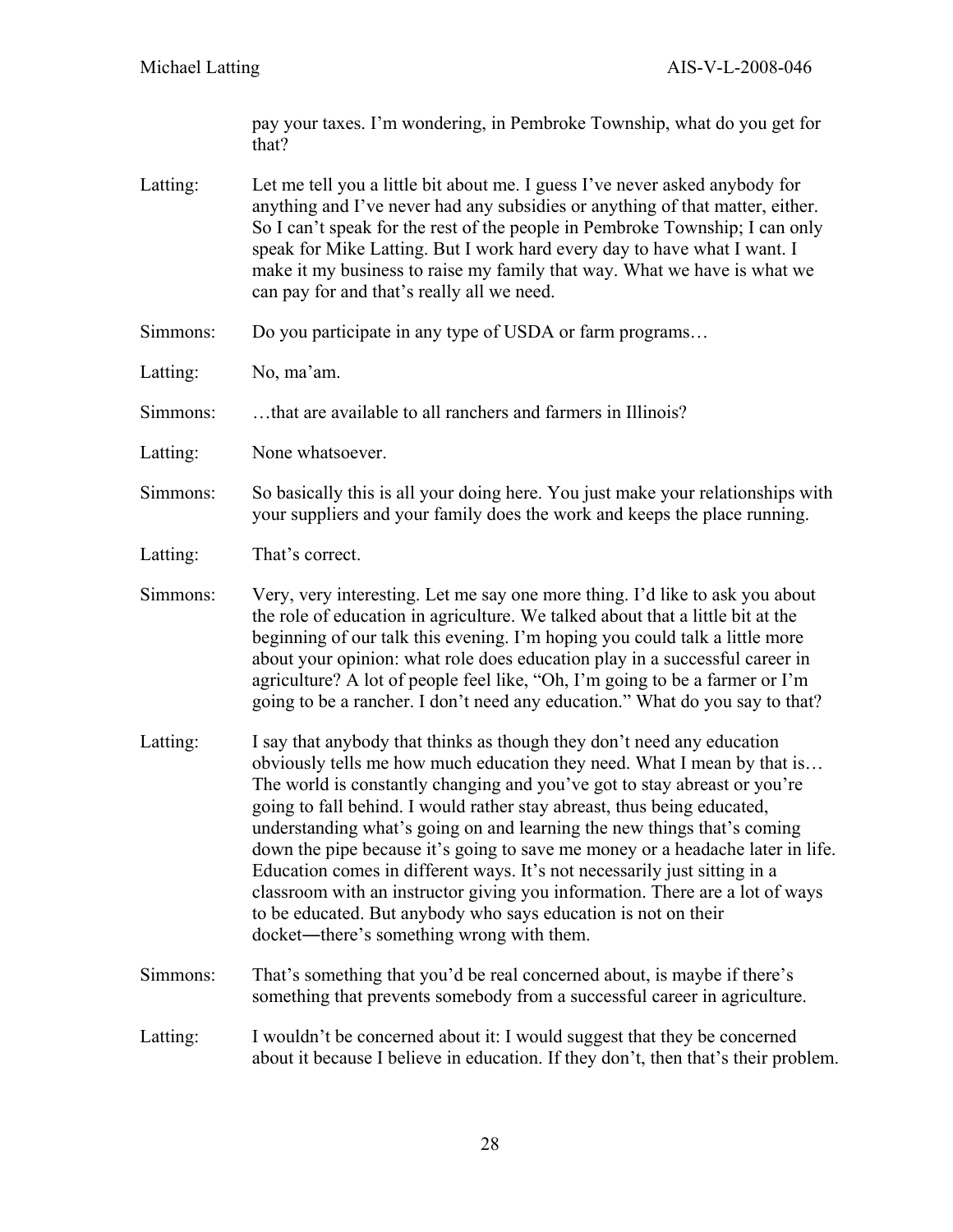pay your taxes. I'm wondering, in Pembroke Township, what do you get for that?

Latting: Let me tell you a little bit about me. I guess I've never asked anybody for anything and I've never had any subsidies or anything of that matter, either. So I can't speak for the rest of the people in Pembroke Township; I can only speak for Mike Latting. But I work hard every day to have what I want. I make it my business to raise my family that way. What we have is what we can pay for and that's really all we need.

Simmons: Do you participate in any type of USDA or farm programs…

Latting: No, ma'am.

Simmons: …that are available to all ranchers and farmers in Illinois?

Latting: None whatsoever.

Simmons: So basically this is all your doing here. You just make your relationships with your suppliers and your family does the work and keeps the place running.

Latting: That's correct.

Simmons: Very, very interesting. Let me say one more thing. I'd like to ask you about the role of education in agriculture. We talked about that a little bit at the beginning of our talk this evening. I'm hoping you could talk a little more about your opinion: what role does education play in a successful career in agriculture? A lot of people feel like, "Oh, I'm going to be a farmer or I'm going to be a rancher. I don't need any education." What do you say to that?

Latting: I say that anybody that thinks as though they don't need any education obviously tells me how much education they need. What I mean by that is… The world is constantly changing and you've got to stay abreast or you're going to fall behind. I would rather stay abreast, thus being educated, understanding what's going on and learning the new things that's coming down the pipe because it's going to save me money or a headache later in life. Education comes in different ways. It's not necessarily just sitting in a classroom with an instructor giving you information. There are a lot of ways to be educated. But anybody who says education is not on their docket—there's something wrong with them.

Simmons: That's something that you'd be real concerned about, is maybe if there's something that prevents somebody from a successful career in agriculture.

Latting: I wouldn't be concerned about it: I would suggest that they be concerned about it because I believe in education. If they don't, then that's their problem.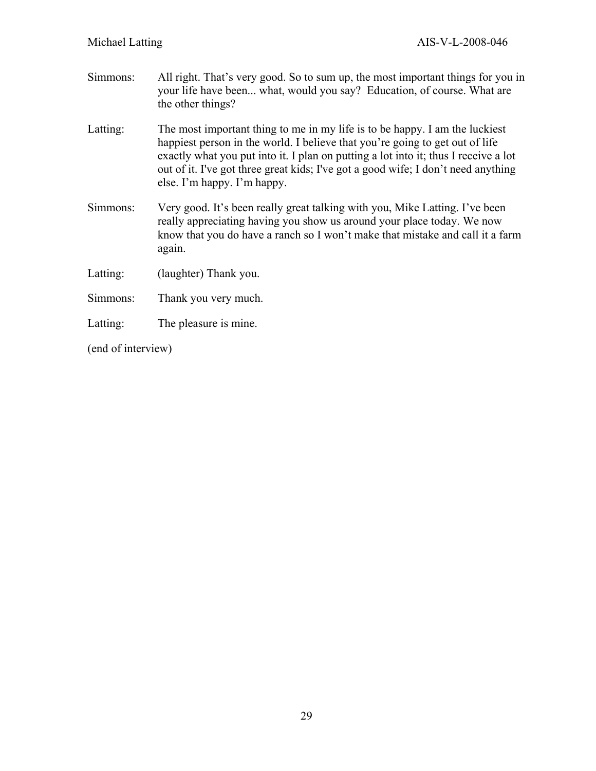Simmons: All right. That's very good. So to sum up, the most important things for you in your life have been... what, would you say? Education, of course. What are the other things?

Latting: The most important thing to me in my life is to be happy. I am the luckiest happiest person in the world. I believe that you're going to get out of life exactly what you put into it. I plan on putting a lot into it; thus I receive a lot out of it. I've got three great kids; I've got a good wife; I don't need anything else. I'm happy. I'm happy.

Simmons: Very good. It's been really great talking with you, Mike Latting. I've been really appreciating having you show us around your place today. We now know that you do have a ranch so I won't make that mistake and call it a farm again.

Latting: (laughter) Thank you.

Simmons: Thank you very much.

Latting: The pleasure is mine.

(end of interview)